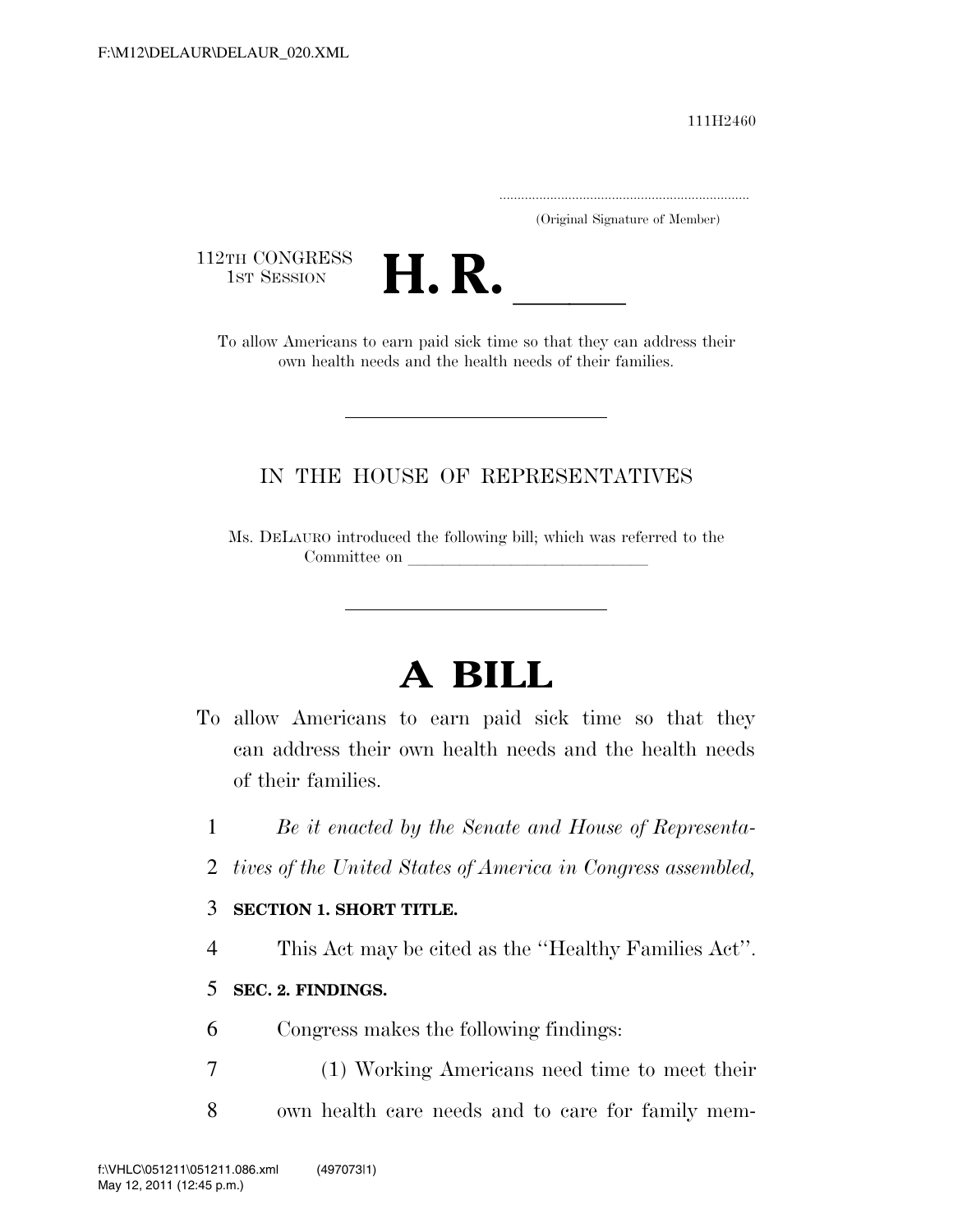111H2460

.....................................................................
(Original Signature of Member)

112TH CONGRESS
1ST SESSION

# H. R. ______

To allow Americans to earn paid sick time so that they can address their own health needs and the health needs of their families.

---

IN THE HOUSE OF REPRESENTATIVES

Ms. DELAURO introduced the following bill; which was referred to the Committee on ______________________________

---

# A BILL

To allow Americans to earn paid sick time so that they can address their own health needs and the health needs of their families.

1 *Be it enacted by the Senate and House of Representa-*
2 *tives of the United States of America in Congress assembled,*

3 **SECTION 1. SHORT TITLE.**

4 This Act may be cited as the ''Healthy Families Act''.

5 **SEC. 2. FINDINGS.**

6 Congress makes the following findings:

7 (1) Working Americans need time to meet their
8 own health care needs and to care for family mem-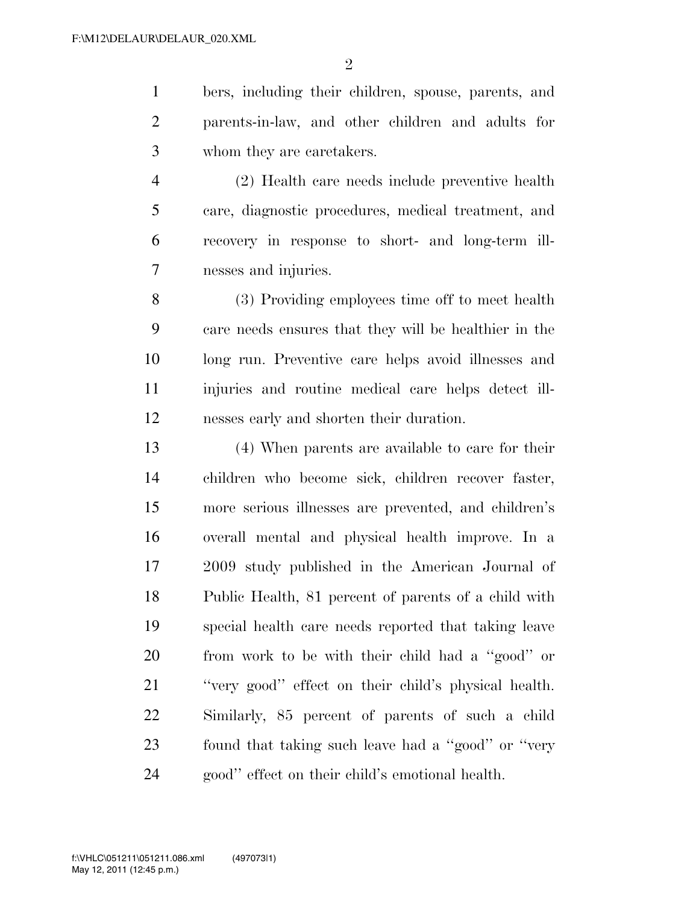bers, including their children, spouse, parents, and parents-in-law, and other children and adults for whom they are caretakers.

(2) Health care needs include preventive health care, diagnostic procedures, medical treatment, and recovery in response to short- and long-term illnesses and injuries.

(3) Providing employees time off to meet health care needs ensures that they will be healthier in the long run. Preventive care helps avoid illnesses and injuries and routine medical care helps detect illnesses early and shorten their duration.

(4) When parents are available to care for their children who become sick, children recover faster, more serious illnesses are prevented, and children's overall mental and physical health improve. In a 2009 study published in the American Journal of Public Health, 81 percent of parents of a child with special health care needs reported that taking leave from work to be with their child had a ''good'' or ''very good'' effect on their child's physical health. Similarly, 85 percent of parents of such a child found that taking such leave had a ''good'' or ''very good'' effect on their child's emotional health.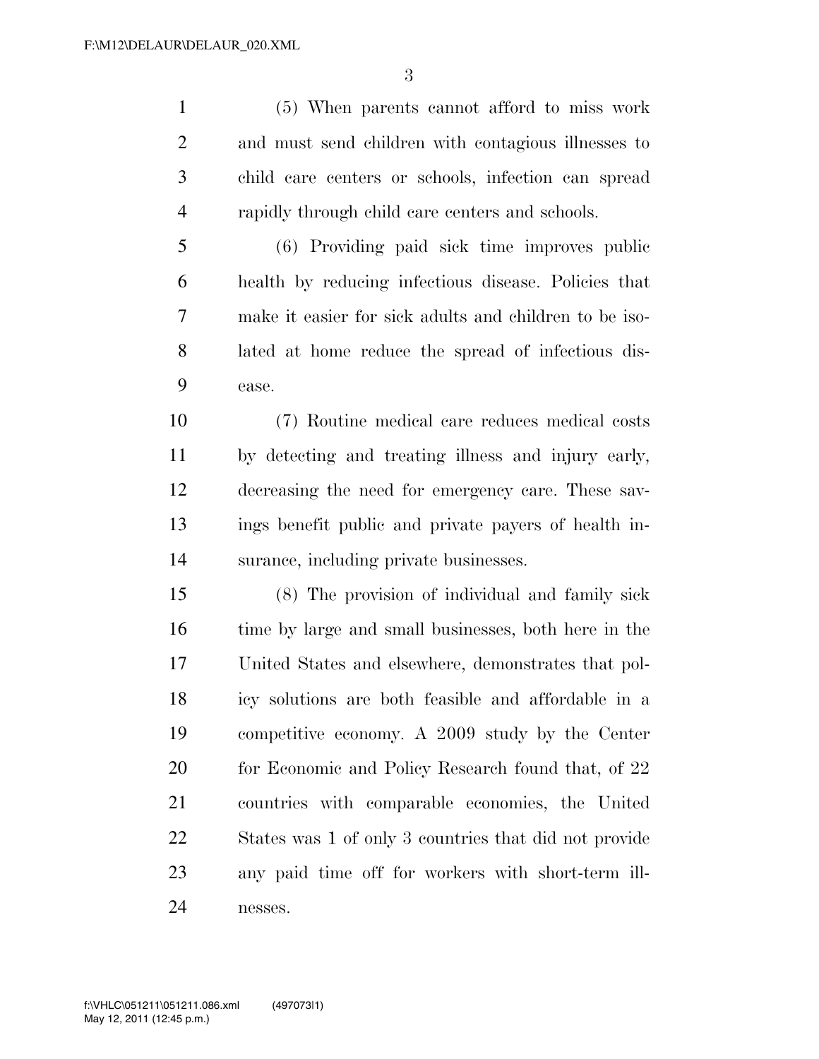(5) When parents cannot afford to miss work and must send children with contagious illnesses to child care centers or schools, infection can spread rapidly through child care centers and schools.

(6) Providing paid sick time improves public health by reducing infectious disease. Policies that make it easier for sick adults and children to be isolated at home reduce the spread of infectious disease.

(7) Routine medical care reduces medical costs by detecting and treating illness and injury early, decreasing the need for emergency care. These savings benefit public and private payers of health insurance, including private businesses.

(8) The provision of individual and family sick time by large and small businesses, both here in the United States and elsewhere, demonstrates that policy solutions are both feasible and affordable in a competitive economy. A 2009 study by the Center for Economic and Policy Research found that, of 22 countries with comparable economies, the United States was 1 of only 3 countries that did not provide any paid time off for workers with short-term illnesses.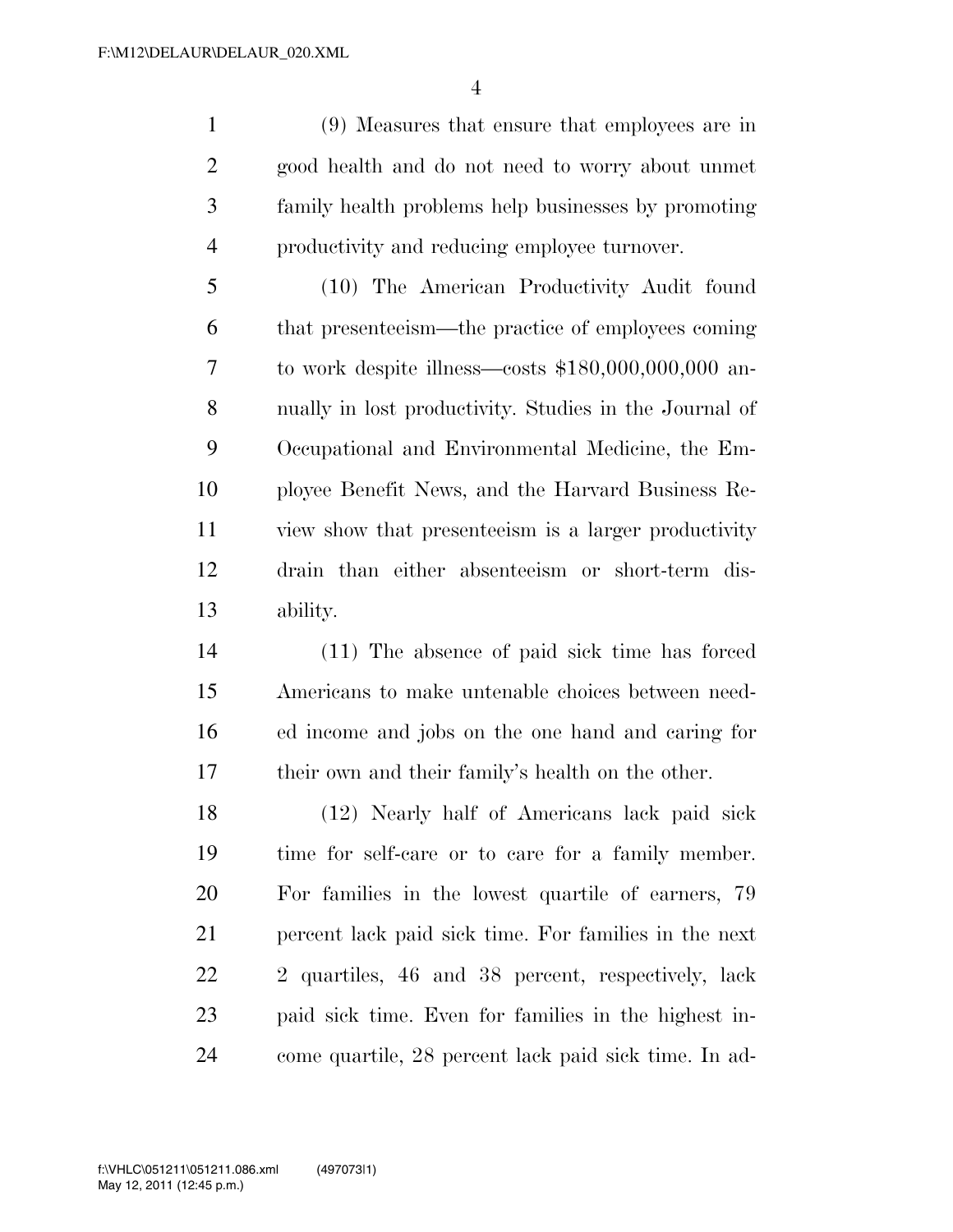(9) Measures that ensure that employees are in good health and do not need to worry about unmet family health problems help businesses by promoting productivity and reducing employee turnover.

(10) The American Productivity Audit found that presenteeism—the practice of employees coming to work despite illness—costs $180,000,000,000 annually in lost productivity. Studies in the Journal of Occupational and Environmental Medicine, the Employee Benefit News, and the Harvard Business Review show that presenteeism is a larger productivity drain than either absenteeism or short-term disability.

(11) The absence of paid sick time has forced Americans to make untenable choices between needed income and jobs on the one hand and caring for their own and their family's health on the other.

(12) Nearly half of Americans lack paid sick time for self-care or to care for a family member. For families in the lowest quartile of earners, 79 percent lack paid sick time. For families in the next 2 quartiles, 46 and 38 percent, respectively, lack paid sick time. Even for families in the highest income quartile, 28 percent lack paid sick time. In ad-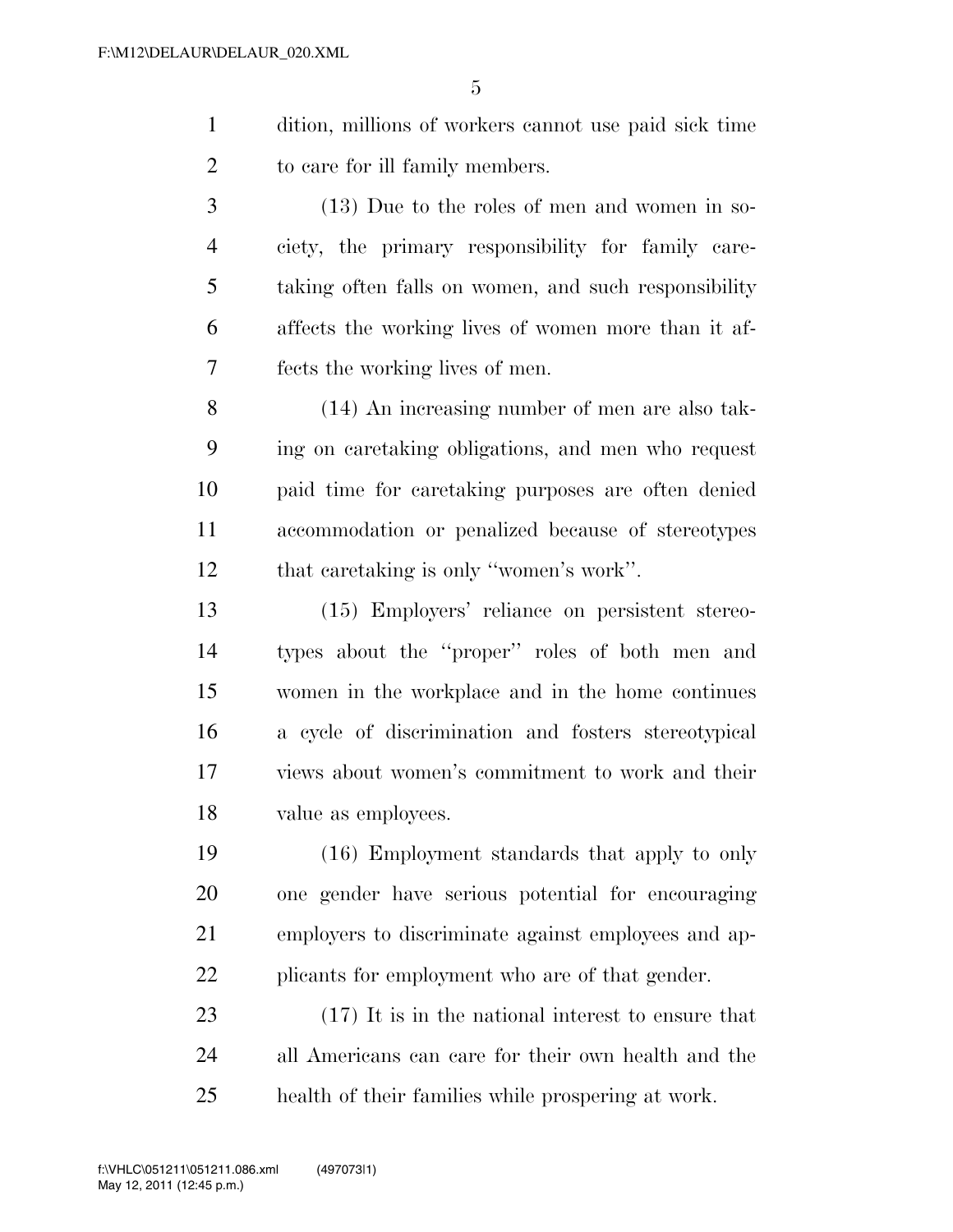dition, millions of workers cannot use paid sick time to care for ill family members.

(13) Due to the roles of men and women in society, the primary responsibility for family caretaking often falls on women, and such responsibility affects the working lives of women more than it affects the working lives of men.

(14) An increasing number of men are also taking on caretaking obligations, and men who request paid time for caretaking purposes are often denied accommodation or penalized because of stereotypes that caretaking is only ''women's work''.

(15) Employers' reliance on persistent stereotypes about the ''proper'' roles of both men and women in the workplace and in the home continues a cycle of discrimination and fosters stereotypical views about women's commitment to work and their value as employees.

(16) Employment standards that apply to only one gender have serious potential for encouraging employers to discriminate against employees and applicants for employment who are of that gender.

(17) It is in the national interest to ensure that all Americans can care for their own health and the health of their families while prospering at work.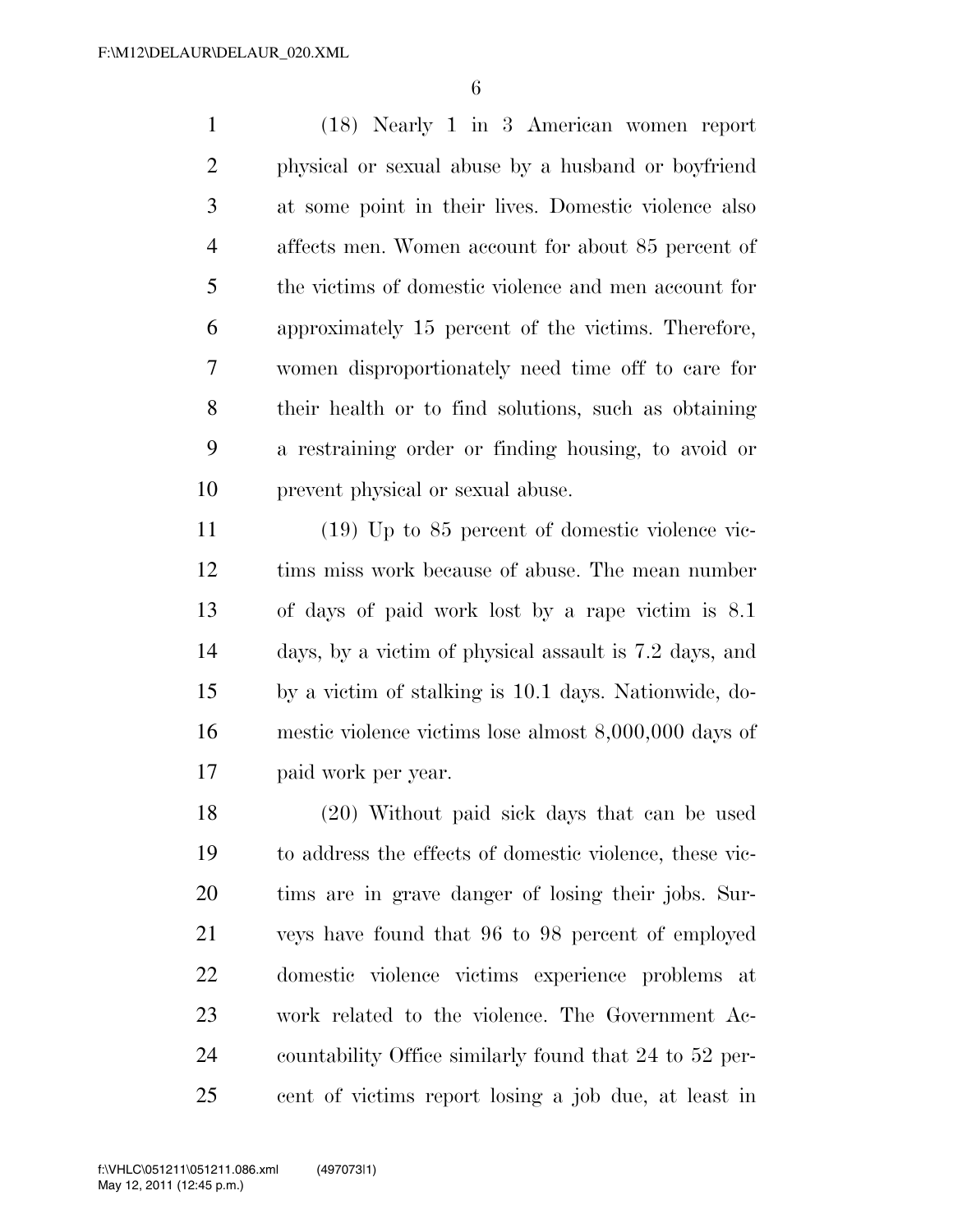(18) Nearly 1 in 3 American women report physical or sexual abuse by a husband or boyfriend at some point in their lives. Domestic violence also affects men. Women account for about 85 percent of the victims of domestic violence and men account for approximately 15 percent of the victims. Therefore, women disproportionately need time off to care for their health or to find solutions, such as obtaining a restraining order or finding housing, to avoid or prevent physical or sexual abuse.

(19) Up to 85 percent of domestic violence victims miss work because of abuse. The mean number of days of paid work lost by a rape victim is 8.1 days, by a victim of physical assault is 7.2 days, and by a victim of stalking is 10.1 days. Nationwide, domestic violence victims lose almost 8,000,000 days of paid work per year.

(20) Without paid sick days that can be used to address the effects of domestic violence, these victims are in grave danger of losing their jobs. Surveys have found that 96 to 98 percent of employed domestic violence victims experience problems at work related to the violence. The Government Accountability Office similarly found that 24 to 52 percent of victims report losing a job due, at least in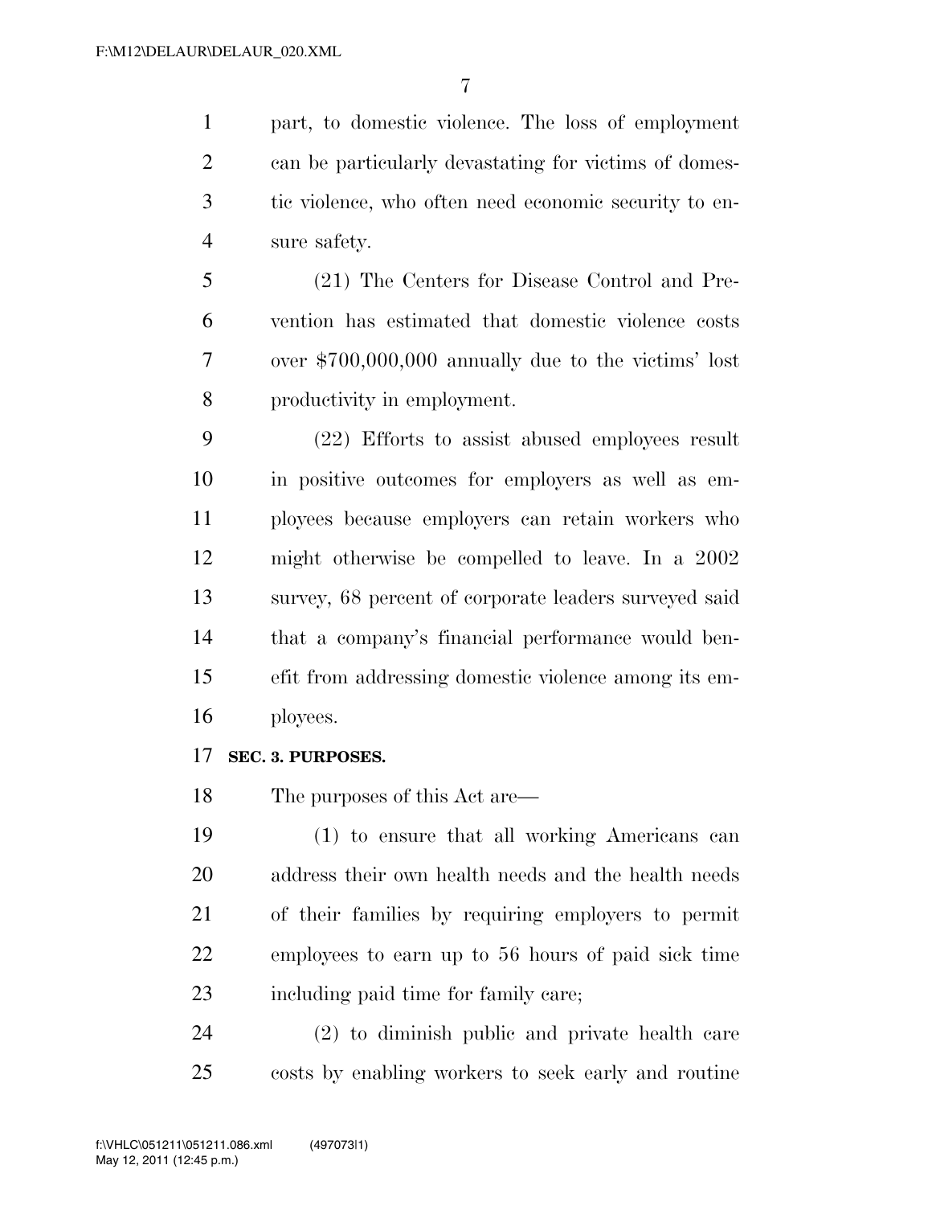part, to domestic violence. The loss of employment can be particularly devastating for victims of domestic violence, who often need economic security to ensure safety.

(21) The Centers for Disease Control and Prevention has estimated that domestic violence costs over $700,000,000 annually due to the victims' lost productivity in employment.

(22) Efforts to assist abused employees result in positive outcomes for employers as well as employees because employers can retain workers who might otherwise be compelled to leave. In a 2002 survey, 68 percent of corporate leaders surveyed said that a company's financial performance would benefit from addressing domestic violence among its employees.

**SEC. 3. PURPOSES.**

The purposes of this Act are—

(1) to ensure that all working Americans can address their own health needs and the health needs of their families by requiring employers to permit employees to earn up to 56 hours of paid sick time including paid time for family care;

(2) to diminish public and private health care costs by enabling workers to seek early and routine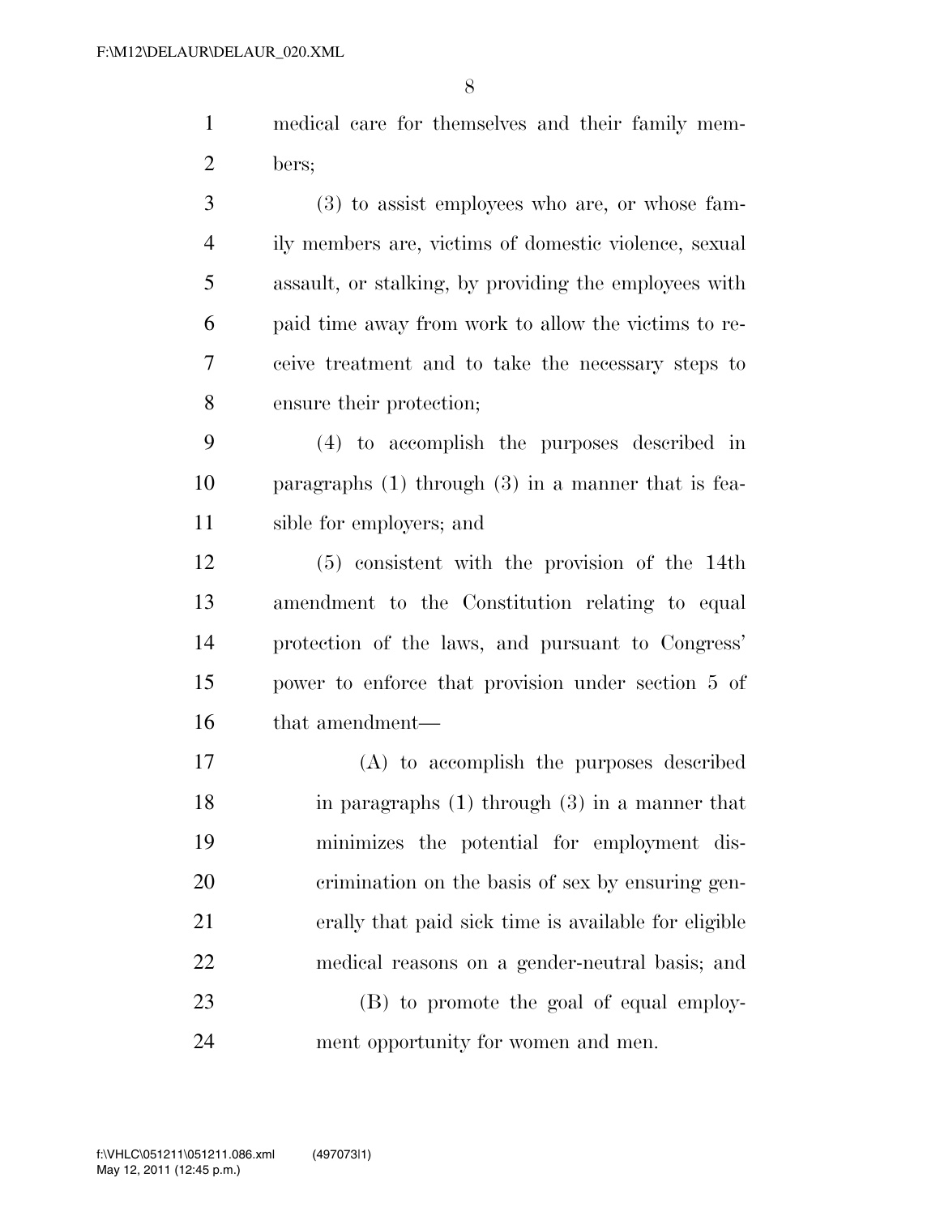medical care for themselves and their family members;

(3) to assist employees who are, or whose family members are, victims of domestic violence, sexual assault, or stalking, by providing the employees with paid time away from work to allow the victims to receive treatment and to take the necessary steps to ensure their protection;

(4) to accomplish the purposes described in paragraphs (1) through (3) in a manner that is feasible for employers; and

(5) consistent with the provision of the 14th amendment to the Constitution relating to equal protection of the laws, and pursuant to Congress' power to enforce that provision under section 5 of that amendment—

(A) to accomplish the purposes described in paragraphs (1) through (3) in a manner that minimizes the potential for employment discrimination on the basis of sex by ensuring generally that paid sick time is available for eligible medical reasons on a gender-neutral basis; and

(B) to promote the goal of equal employment opportunity for women and men.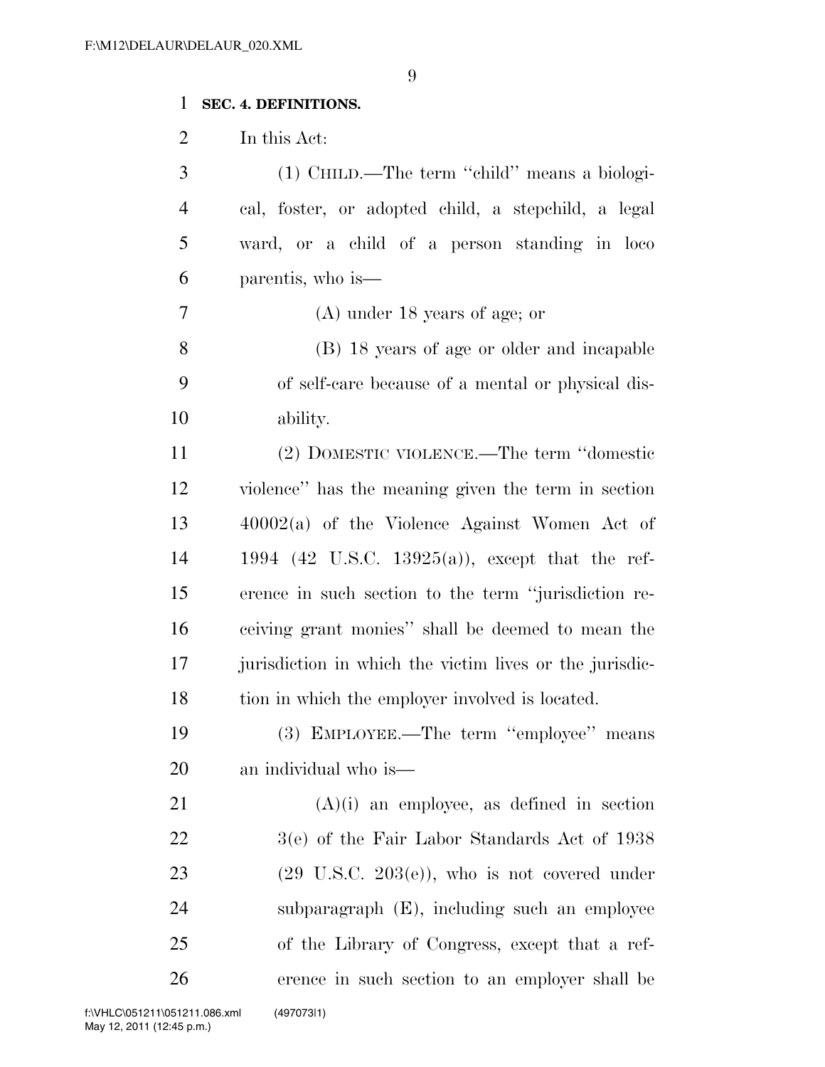**SEC. 4. DEFINITIONS.**

In this Act:

(1) CHILD.—The term ''child'' means a biological, foster, or adopted child, a stepchild, a legal ward, or a child of a person standing in loco parentis, who is—

(A) under 18 years of age; or

(B) 18 years of age or older and incapable of self-care because of a mental or physical disability.

(2) DOMESTIC VIOLENCE.—The term ''domestic violence'' has the meaning given the term in section 40002(a) of the Violence Against Women Act of 1994 (42 U.S.C. 13925(a)), except that the reference in such section to the term ''jurisdiction receiving grant monies'' shall be deemed to mean the jurisdiction in which the victim lives or the jurisdiction in which the employer involved is located.

(3) EMPLOYEE.—The term ''employee'' means an individual who is—

(A)(i) an employee, as defined in section 3(e) of the Fair Labor Standards Act of 1938 (29 U.S.C. 203(e)), who is not covered under subparagraph (E), including such an employee of the Library of Congress, except that a reference in such section to an employer shall be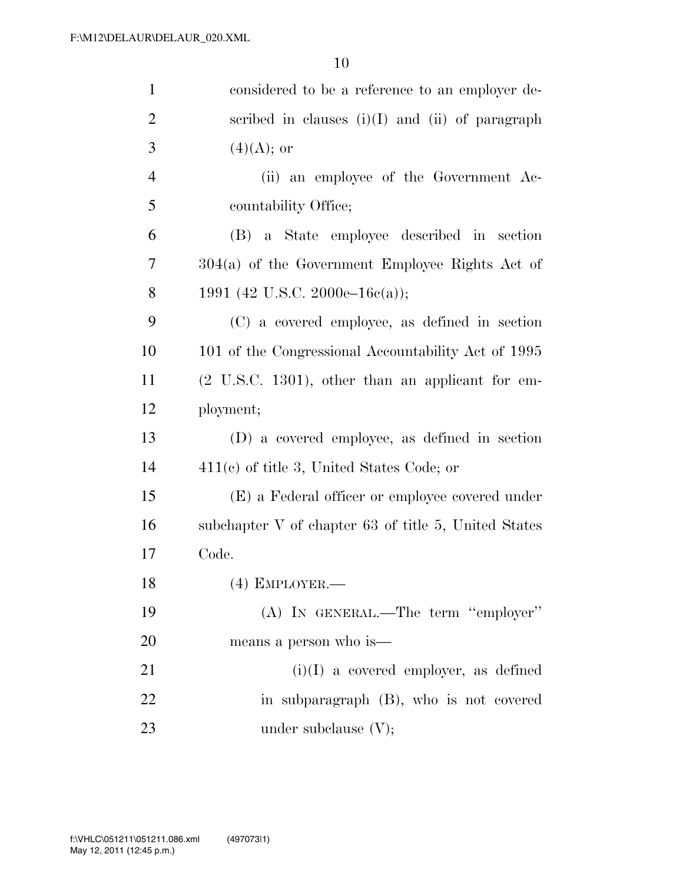considered to be a reference to an employer described in clauses (i)(I) and (ii) of paragraph (4)(A); or

(ii) an employee of the Government Accountability Office;

(B) a State employee described in section 304(a) of the Government Employee Rights Act of 1991 (42 U.S.C. 2000e–16c(a));

(C) a covered employee, as defined in section 101 of the Congressional Accountability Act of 1995 (2 U.S.C. 1301), other than an applicant for employment;

(D) a covered employee, as defined in section 411(c) of title 3, United States Code; or

(E) a Federal officer or employee covered under subchapter V of chapter 63 of title 5, United States Code.

(4) EMPLOYER.—

(A) IN GENERAL.—The term "employer" means a person who is—

(i)(I) a covered employer, as defined in subparagraph (B), who is not covered under subclause (V);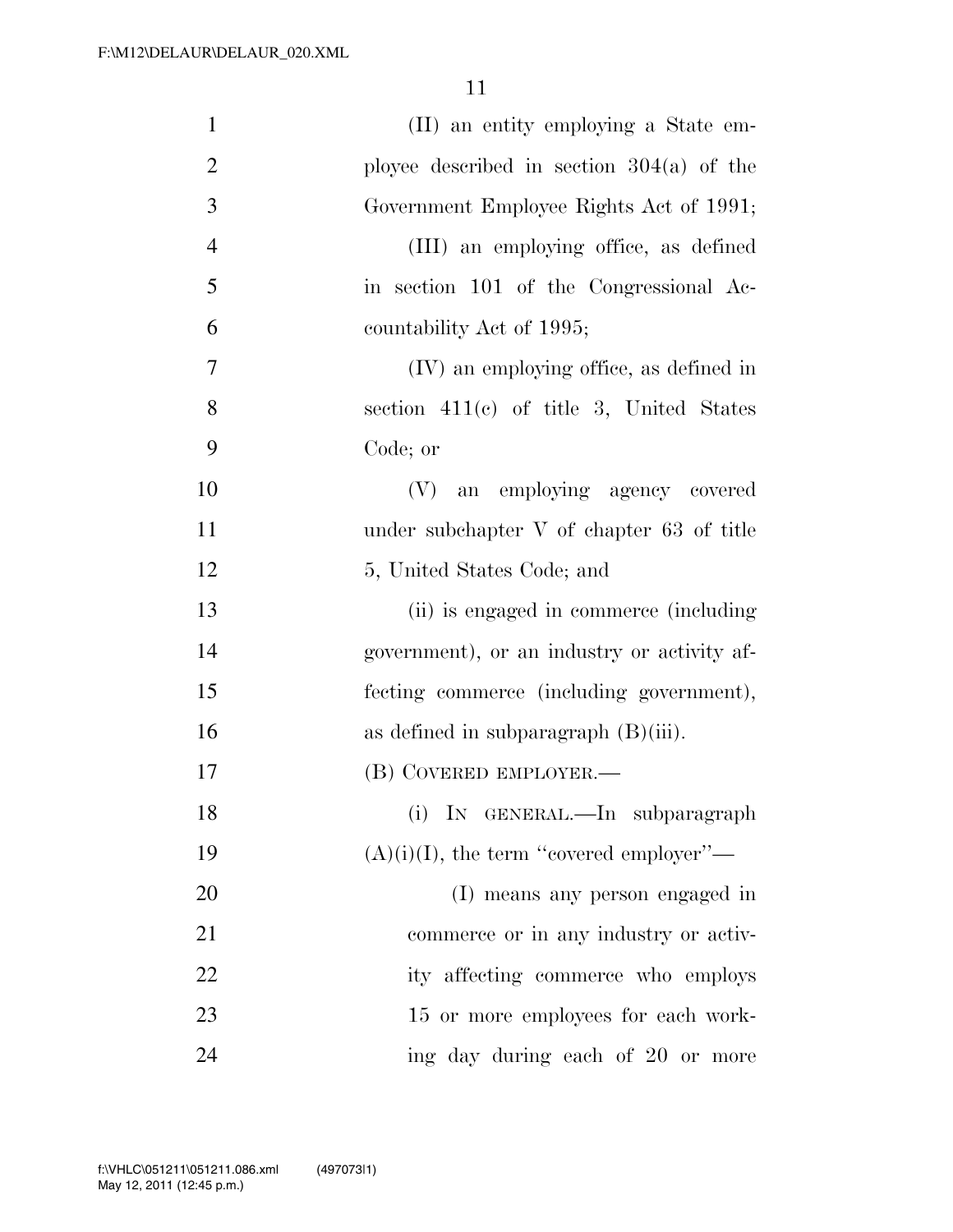(II) an entity employing a State employee described in section 304(a) of the Government Employee Rights Act of 1991;

(III) an employing office, as defined in section 101 of the Congressional Accountability Act of 1995;

(IV) an employing office, as defined in section 411(c) of title 3, United States Code; or

(V) an employing agency covered under subchapter V of chapter 63 of title 5, United States Code; and

(ii) is engaged in commerce (including government), or an industry or activity affecting commerce (including government), as defined in subparagraph (B)(iii).

(B) COVERED EMPLOYER.—

(i) IN GENERAL.—In subparagraph (A)(i)(I), the term "covered employer"—

(I) means any person engaged in commerce or in any industry or activity affecting commerce who employs 15 or more employees for each working day during each of 20 or more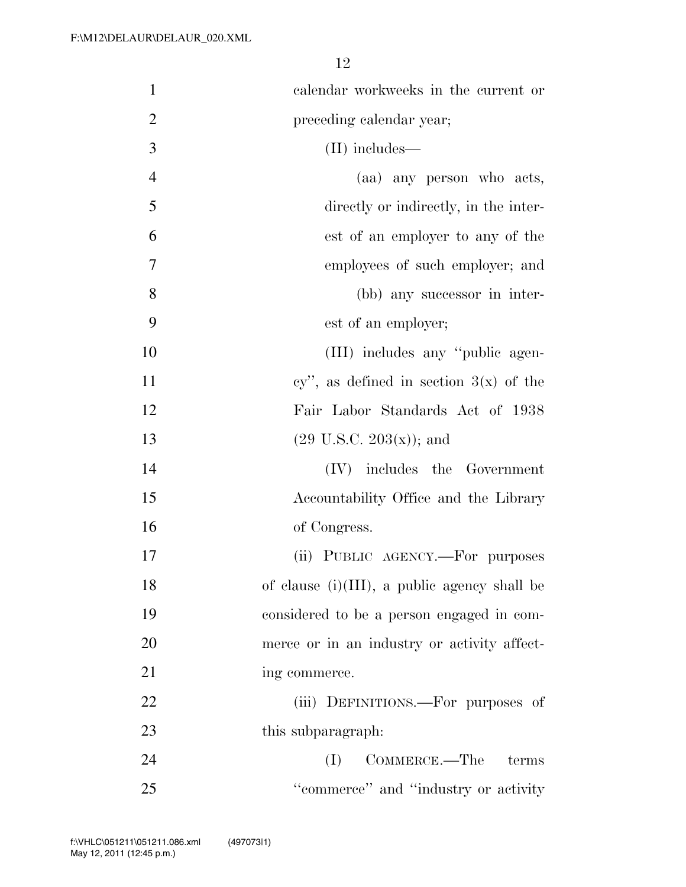calendar workweeks in the current or preceding calendar year;

(II) includes—

(aa) any person who acts, directly or indirectly, in the interest of an employer to any of the employees of such employer; and

(bb) any successor in interest of an employer;

(III) includes any ''public agency'', as defined in section 3(x) of the Fair Labor Standards Act of 1938 (29 U.S.C. 203(x)); and

(IV) includes the Government Accountability Office and the Library of Congress.

(ii) PUBLIC AGENCY.—For purposes of clause (i)(III), a public agency shall be considered to be a person engaged in commerce or in an industry or activity affecting commerce.

(iii) DEFINITIONS.—For purposes of this subparagraph:

(I) COMMERCE.—The terms ''commerce'' and ''industry or activity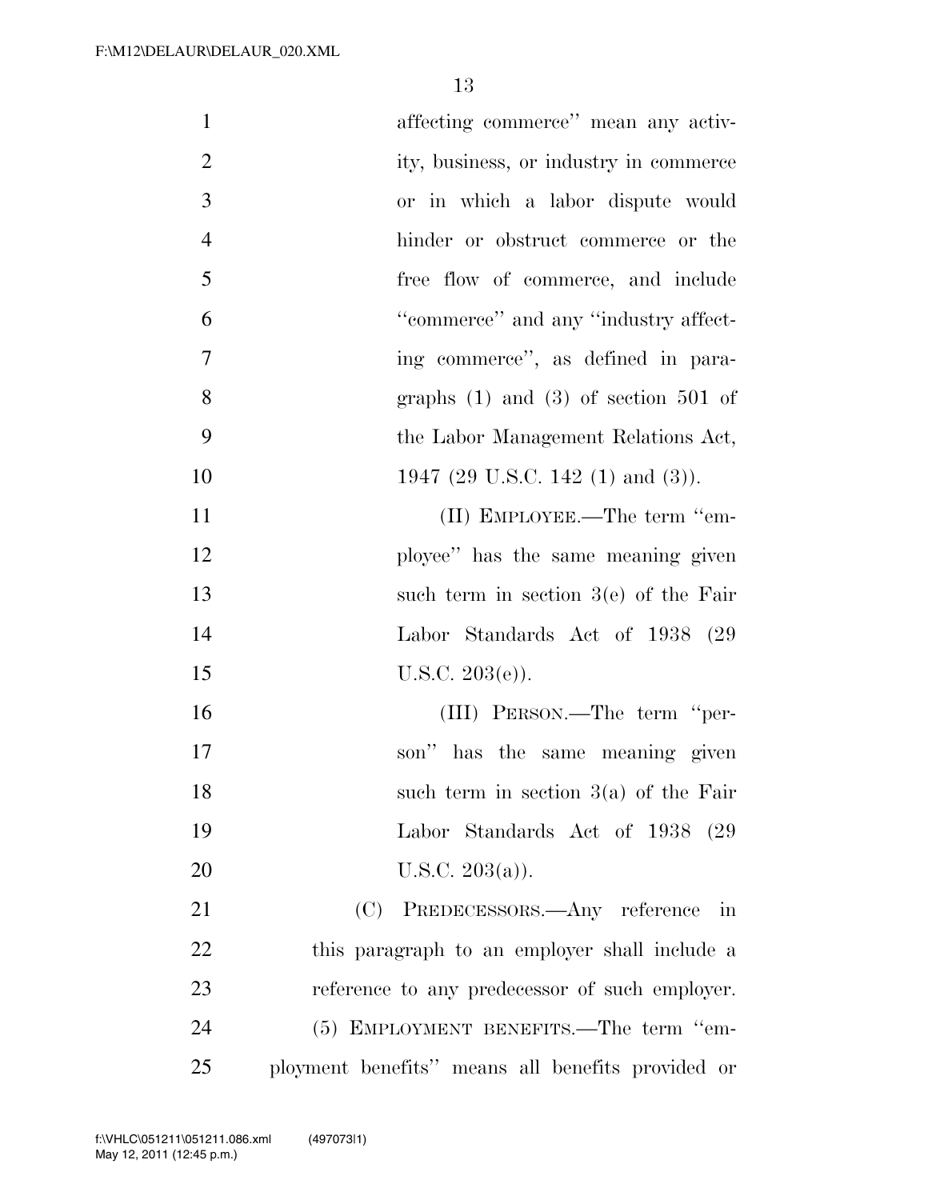affecting commerce'' mean any activity, business, or industry in commerce or in which a labor dispute would hinder or obstruct commerce or the free flow of commerce, and include ''commerce'' and any ''industry affecting commerce'', as defined in paragraphs (1) and (3) of section 501 of the Labor Management Relations Act, 1947 (29 U.S.C. 142 (1) and (3)).

(II) EMPLOYEE.—The term ''employee'' has the same meaning given such term in section 3(e) of the Fair Labor Standards Act of 1938 (29 U.S.C. 203(e)).

(III) PERSON.—The term ''person'' has the same meaning given such term in section 3(a) of the Fair Labor Standards Act of 1938 (29 U.S.C. 203(a)).

(C) PREDECESSORS.—Any reference in this paragraph to an employer shall include a reference to any predecessor of such employer.

(5) EMPLOYMENT BENEFITS.—The term ''employment benefits'' means all benefits provided or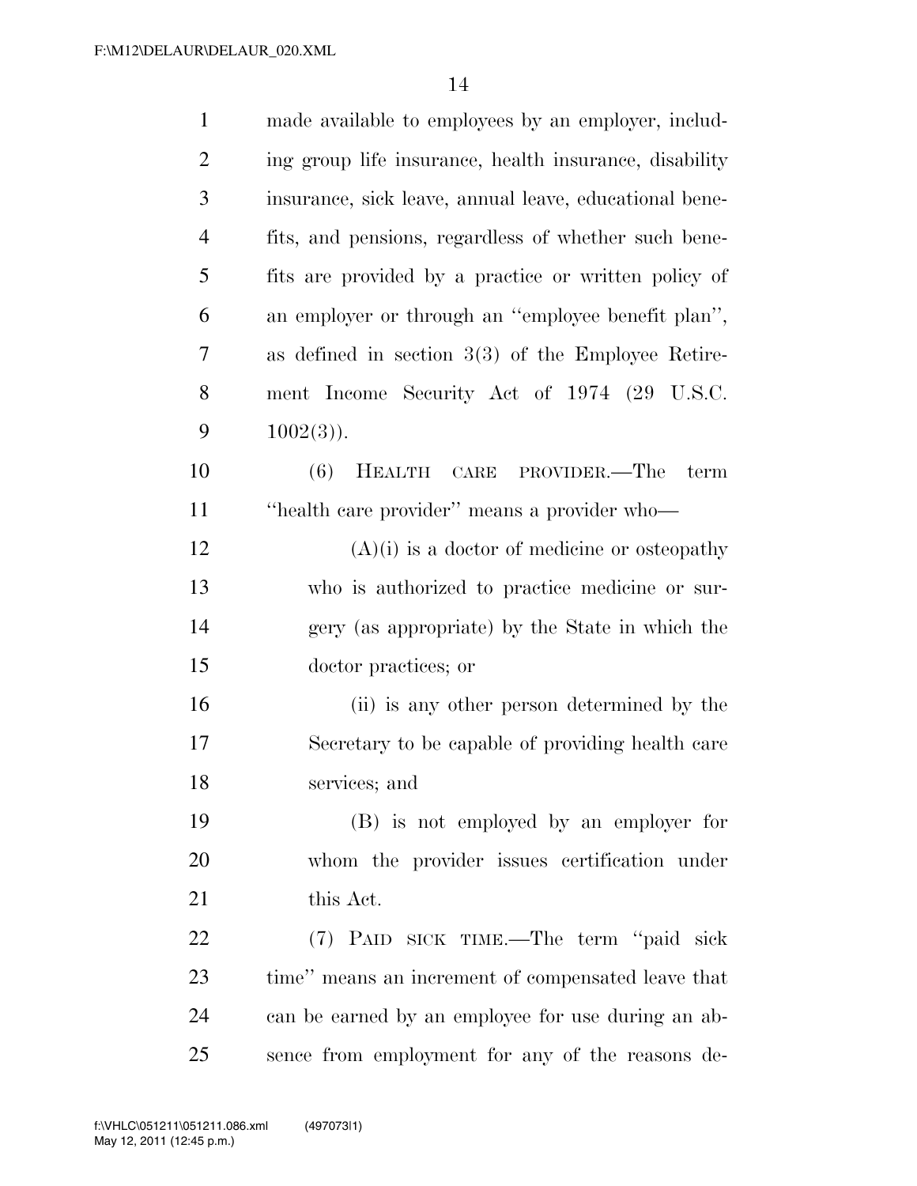made available to employees by an employer, including group life insurance, health insurance, disability insurance, sick leave, annual leave, educational benefits, and pensions, regardless of whether such benefits are provided by a practice or written policy of an employer or through an ''employee benefit plan'', as defined in section 3(3) of the Employee Retirement Income Security Act of 1974 (29 U.S.C. 1002(3)).

(6) HEALTH CARE PROVIDER.—The term ''health care provider'' means a provider who—

(A)(i) is a doctor of medicine or osteopathy who is authorized to practice medicine or surgery (as appropriate) by the State in which the doctor practices; or

(ii) is any other person determined by the Secretary to be capable of providing health care services; and

(B) is not employed by an employer for whom the provider issues certification under this Act.

(7) PAID SICK TIME.—The term ''paid sick time'' means an increment of compensated leave that can be earned by an employee for use during an absence from employment for any of the reasons de-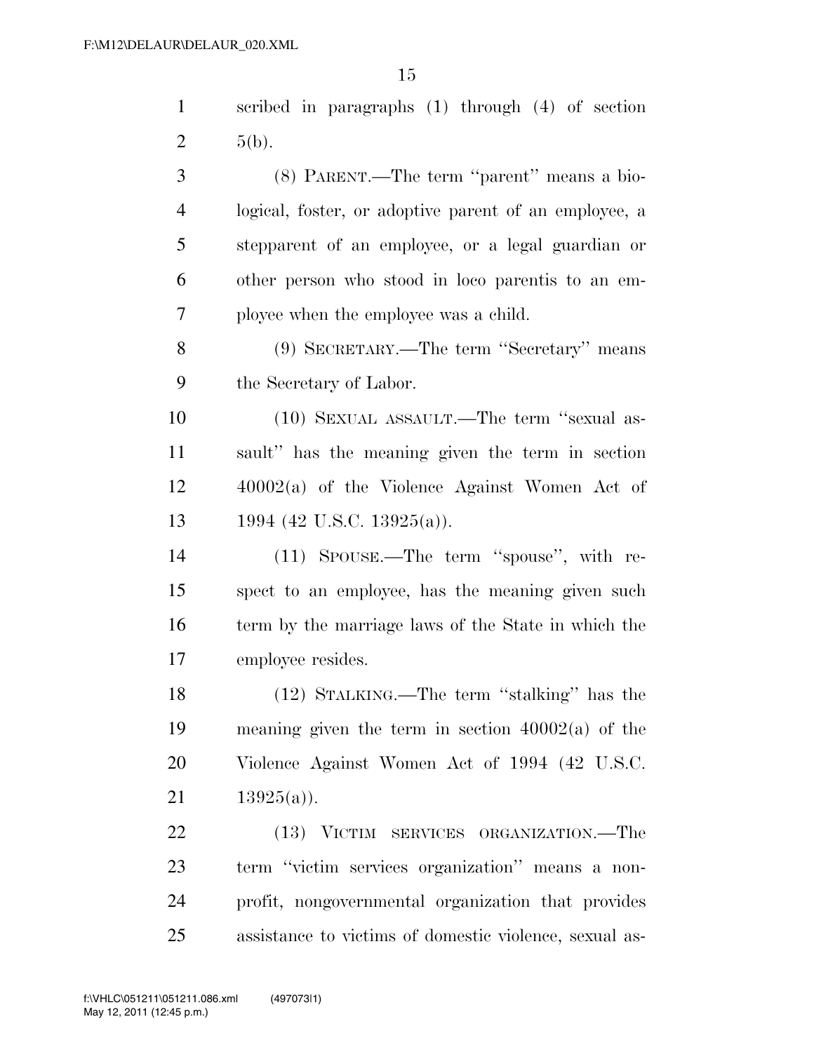scribed in paragraphs (1) through (4) of section 5(b).

(8) PARENT.—The term ''parent'' means a biological, foster, or adoptive parent of an employee, a stepparent of an employee, or a legal guardian or other person who stood in loco parentis to an employee when the employee was a child.

(9) SECRETARY.—The term ''Secretary'' means the Secretary of Labor.

(10) SEXUAL ASSAULT.—The term ''sexual assault'' has the meaning given the term in section 40002(a) of the Violence Against Women Act of 1994 (42 U.S.C. 13925(a)).

(11) SPOUSE.—The term ''spouse'', with respect to an employee, has the meaning given such term by the marriage laws of the State in which the employee resides.

(12) STALKING.—The term ''stalking'' has the meaning given the term in section 40002(a) of the Violence Against Women Act of 1994 (42 U.S.C. 13925(a)).

(13) VICTIM SERVICES ORGANIZATION.—The term ''victim services organization'' means a nonprofit, nongovernmental organization that provides assistance to victims of domestic violence, sexual as-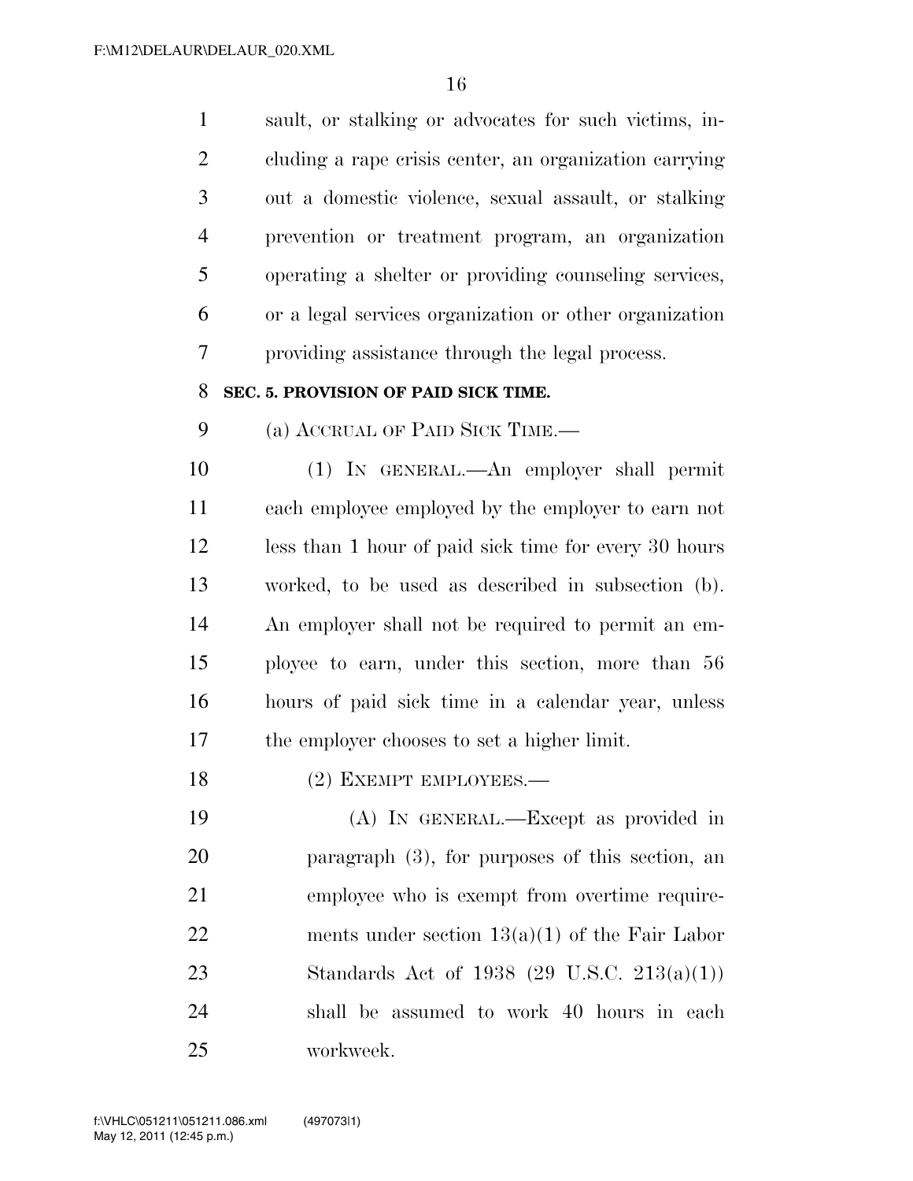sault, or stalking or advocates for such victims, including a rape crisis center, an organization carrying out a domestic violence, sexual assault, or stalking prevention or treatment program, an organization operating a shelter or providing counseling services, or a legal services organization or other organization providing assistance through the legal process.

**SEC. 5. PROVISION OF PAID SICK TIME.**

(a) ACCRUAL OF PAID SICK TIME.—

(1) IN GENERAL.—An employer shall permit each employee employed by the employer to earn not less than 1 hour of paid sick time for every 30 hours worked, to be used as described in subsection (b). An employer shall not be required to permit an employee to earn, under this section, more than 56 hours of paid sick time in a calendar year, unless the employer chooses to set a higher limit.

(2) EXEMPT EMPLOYEES.—

(A) IN GENERAL.—Except as provided in paragraph (3), for purposes of this section, an employee who is exempt from overtime requirements under section 13(a)(1) of the Fair Labor Standards Act of 1938 (29 U.S.C. 213(a)(1)) shall be assumed to work 40 hours in each workweek.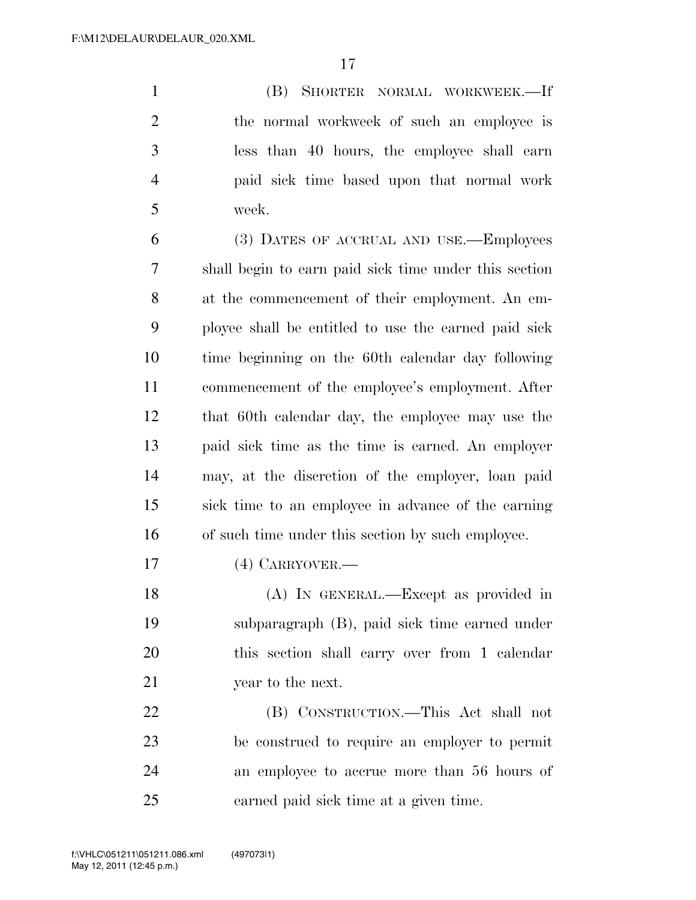(B) SHORTER NORMAL WORKWEEK.—If the normal workweek of such an employee is less than 40 hours, the employee shall earn paid sick time based upon that normal work week.

(3) DATES OF ACCRUAL AND USE.—Employees shall begin to earn paid sick time under this section at the commencement of their employment. An employee shall be entitled to use the earned paid sick time beginning on the 60th calendar day following commencement of the employee's employment. After that 60th calendar day, the employee may use the paid sick time as the time is earned. An employer may, at the discretion of the employer, loan paid sick time to an employee in advance of the earning of such time under this section by such employee.

(4) CARRYOVER.—

(A) IN GENERAL.—Except as provided in subparagraph (B), paid sick time earned under this section shall carry over from 1 calendar year to the next.

(B) CONSTRUCTION.—This Act shall not be construed to require an employer to permit an employee to accrue more than 56 hours of earned paid sick time at a given time.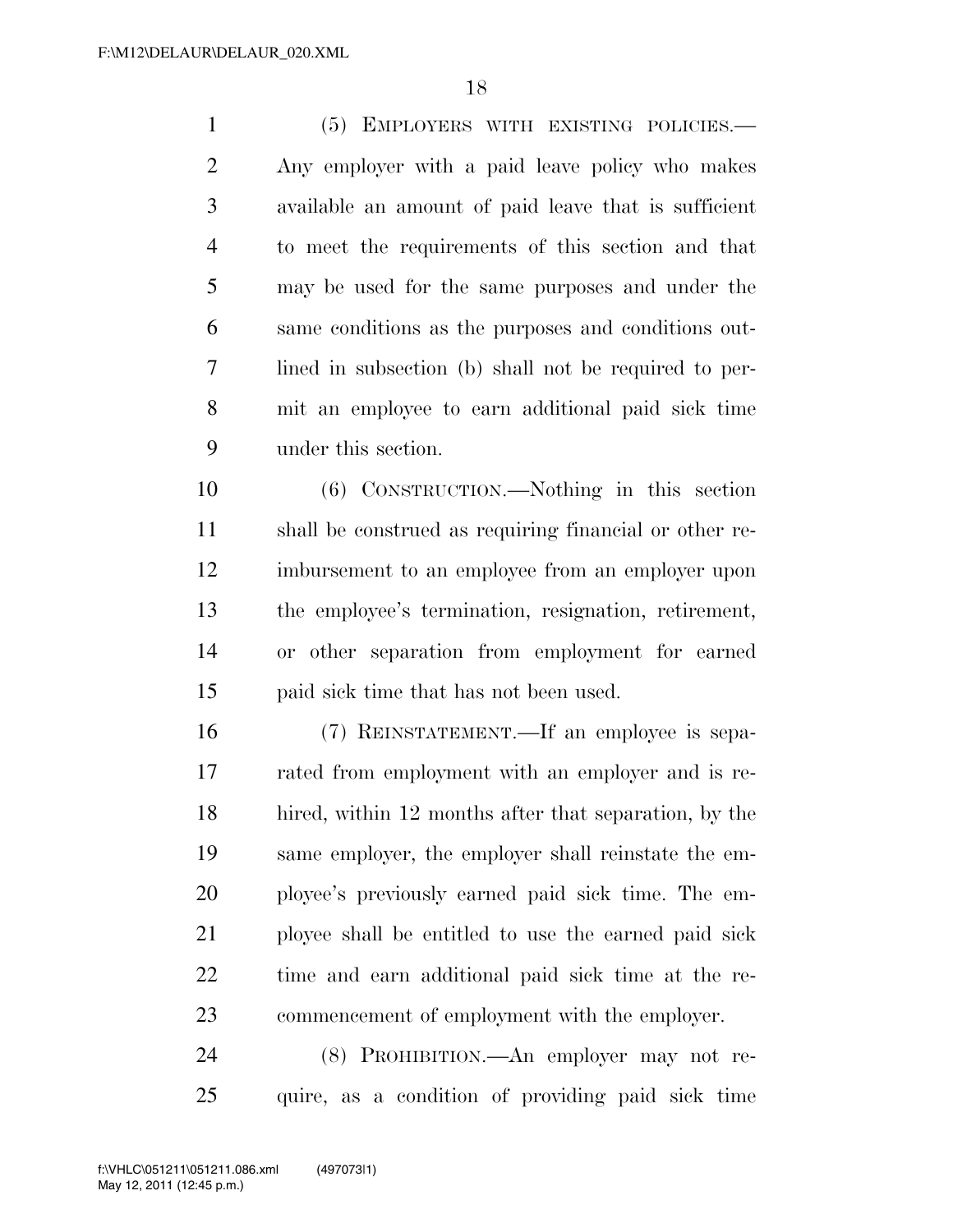(5) EMPLOYERS WITH EXISTING POLICIES.—Any employer with a paid leave policy who makes available an amount of paid leave that is sufficient to meet the requirements of this section and that may be used for the same purposes and under the same conditions as the purposes and conditions outlined in subsection (b) shall not be required to permit an employee to earn additional paid sick time under this section.

(6) CONSTRUCTION.—Nothing in this section shall be construed as requiring financial or other reimbursement to an employee from an employer upon the employee's termination, resignation, retirement, or other separation from employment for earned paid sick time that has not been used.

(7) REINSTATEMENT.—If an employee is separated from employment with an employer and is rehired, within 12 months after that separation, by the same employer, the employer shall reinstate the employee's previously earned paid sick time. The employee shall be entitled to use the earned paid sick time and earn additional paid sick time at the recommencement of employment with the employer.

(8) PROHIBITION.—An employer may not require, as a condition of providing paid sick time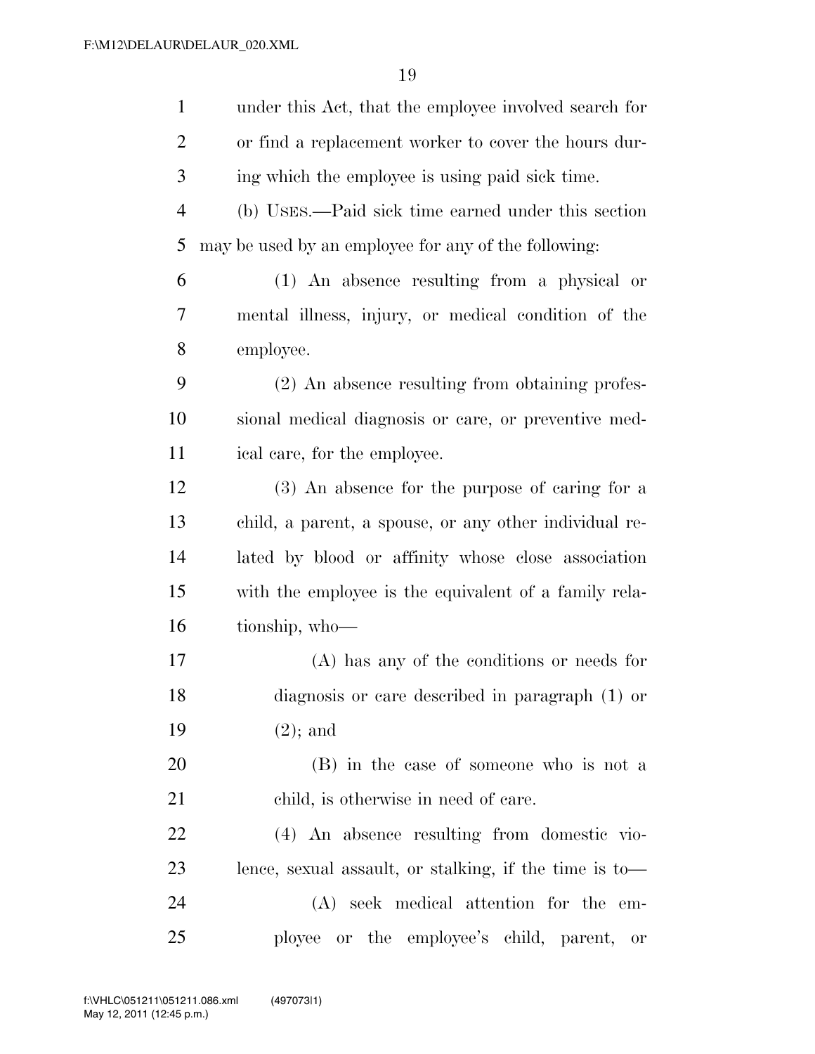under this Act, that the employee involved search for or find a replacement worker to cover the hours during which the employee is using paid sick time.

(b) USES.—Paid sick time earned under this section may be used by an employee for any of the following:

(1) An absence resulting from a physical or mental illness, injury, or medical condition of the employee.

(2) An absence resulting from obtaining professional medical diagnosis or care, or preventive medical care, for the employee.

(3) An absence for the purpose of caring for a child, a parent, a spouse, or any other individual related by blood or affinity whose close association with the employee is the equivalent of a family relationship, who—

(A) has any of the conditions or needs for diagnosis or care described in paragraph (1) or (2); and

(B) in the case of someone who is not a child, is otherwise in need of care.

(4) An absence resulting from domestic violence, sexual assault, or stalking, if the time is to—

(A) seek medical attention for the employee or the employee's child, parent, or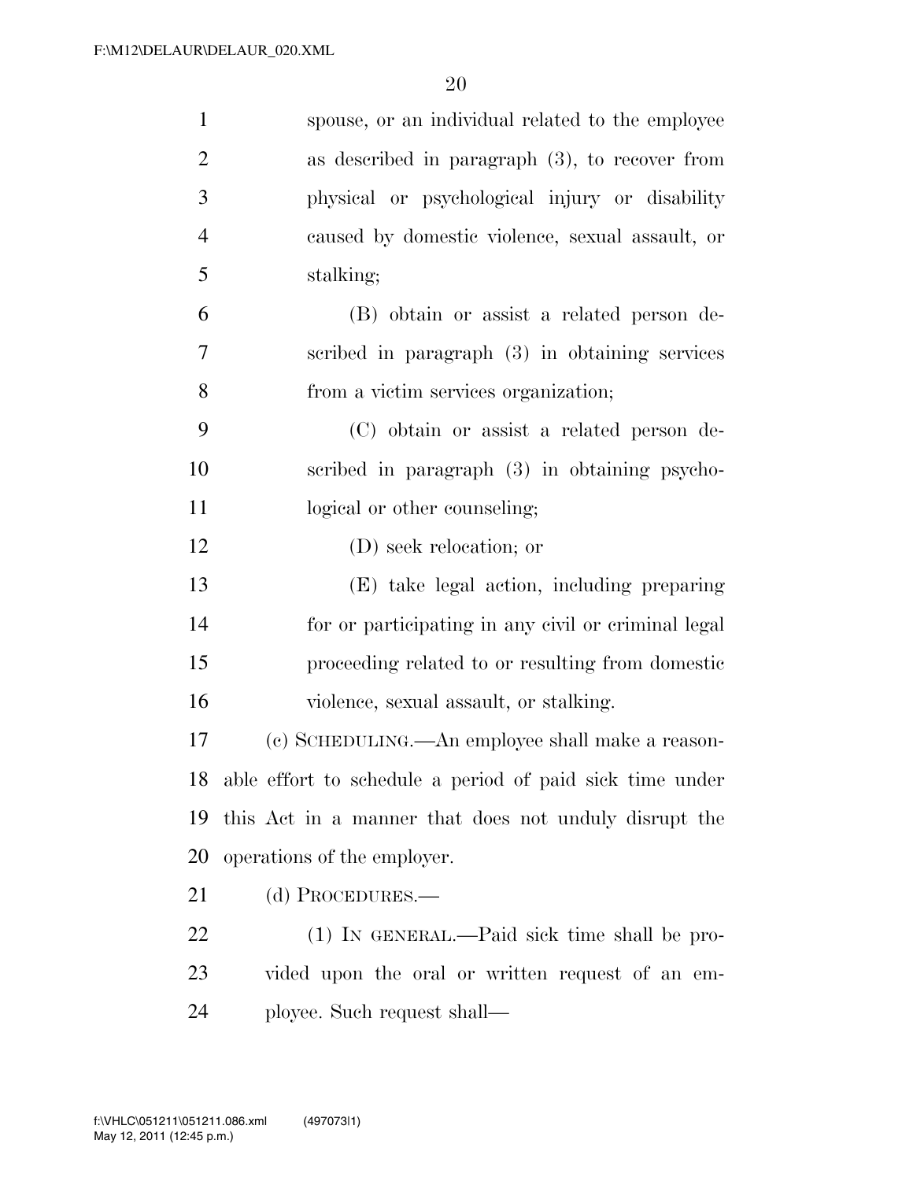spouse, or an individual related to the employee as described in paragraph (3), to recover from physical or psychological injury or disability caused by domestic violence, sexual assault, or stalking;

(B) obtain or assist a related person described in paragraph (3) in obtaining services from a victim services organization;

(C) obtain or assist a related person described in paragraph (3) in obtaining psychological or other counseling;

(D) seek relocation; or

(E) take legal action, including preparing for or participating in any civil or criminal legal proceeding related to or resulting from domestic violence, sexual assault, or stalking.

(c) SCHEDULING.—An employee shall make a reasonable effort to schedule a period of paid sick time under this Act in a manner that does not unduly disrupt the operations of the employer.

(d) PROCEDURES.—

(1) IN GENERAL.—Paid sick time shall be provided upon the oral or written request of an employee. Such request shall—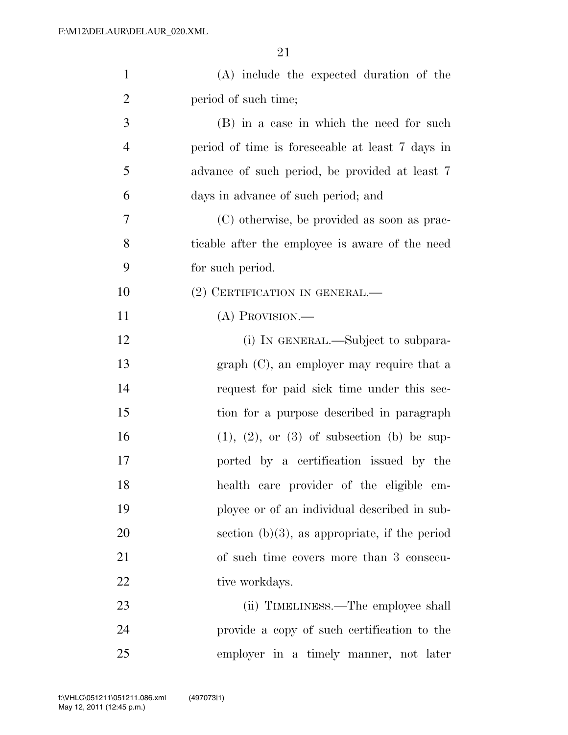(A) include the expected duration of the period of such time;

(B) in a case in which the need for such period of time is foreseeable at least 7 days in advance of such period, be provided at least 7 days in advance of such period; and

(C) otherwise, be provided as soon as practicable after the employee is aware of the need for such period.

(2) CERTIFICATION IN GENERAL.—

(A) PROVISION.—

(i) IN GENERAL.—Subject to subparagraph (C), an employer may require that a request for paid sick time under this section for a purpose described in paragraph (1), (2), or (3) of subsection (b) be supported by a certification issued by the health care provider of the eligible employee or of an individual described in subsection (b)(3), as appropriate, if the period of such time covers more than 3 consecutive workdays.

(ii) TIMELINESS.—The employee shall provide a copy of such certification to the employer in a timely manner, not later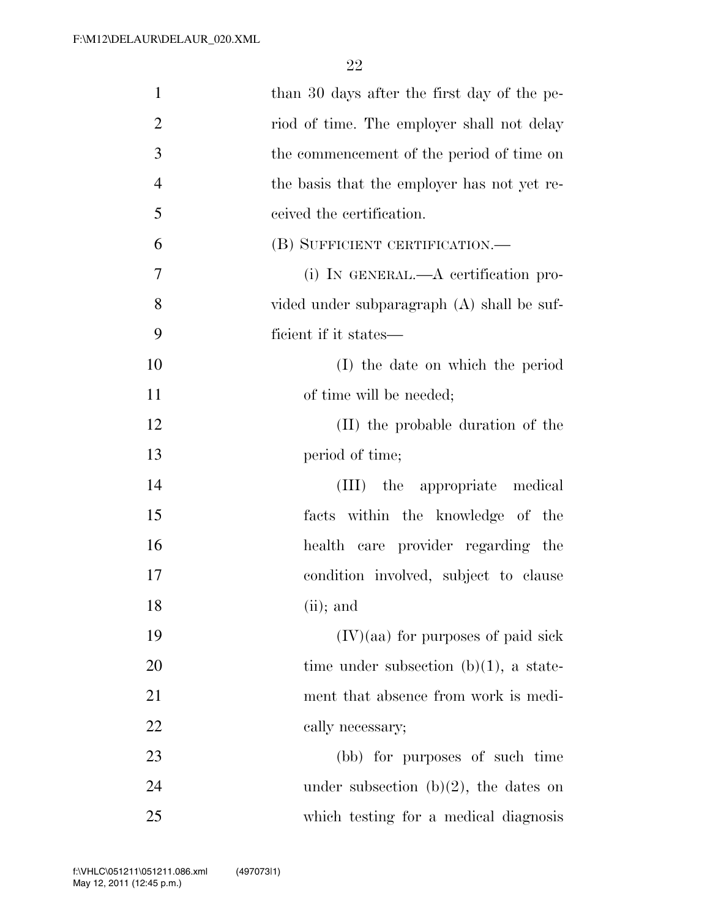than 30 days after the first day of the period of time. The employer shall not delay the commencement of the period of time on the basis that the employer has not yet received the certification.

(B) SUFFICIENT CERTIFICATION.—

(i) IN GENERAL.—A certification provided under subparagraph (A) shall be sufficient if it states—

(I) the date on which the period of time will be needed;

(II) the probable duration of the period of time;

(III) the appropriate medical facts within the knowledge of the health care provider regarding the condition involved, subject to clause (ii); and

(IV)(aa) for purposes of paid sick time under subsection (b)(1), a statement that absence from work is medically necessary;

(bb) for purposes of such time under subsection (b)(2), the dates on which testing for a medical diagnosis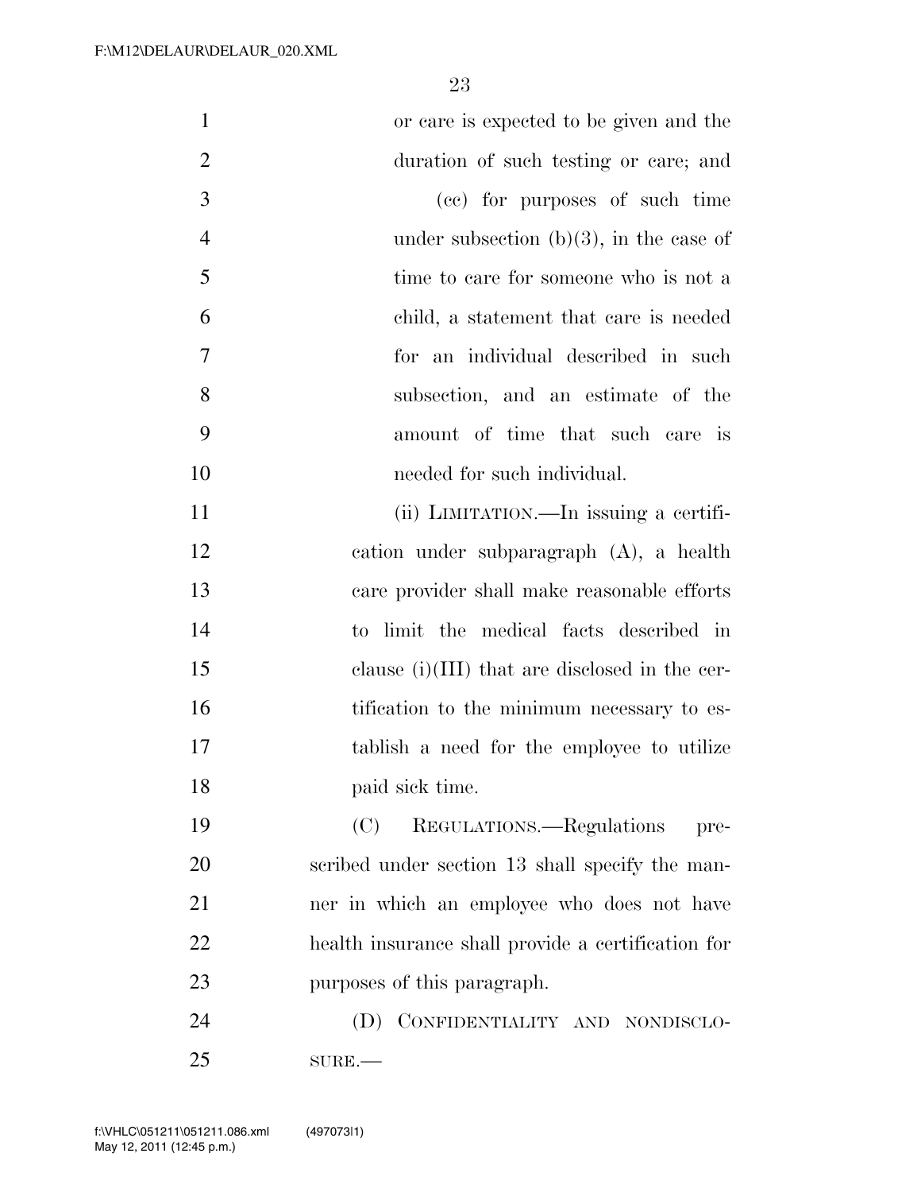or care is expected to be given and the duration of such testing or care; and

(cc) for purposes of such time under subsection (b)(3), in the case of time to care for someone who is not a child, a statement that care is needed for an individual described in such subsection, and an estimate of the amount of time that such care is needed for such individual.

(ii) LIMITATION.—In issuing a certification under subparagraph (A), a health care provider shall make reasonable efforts to limit the medical facts described in clause (i)(III) that are disclosed in the certification to the minimum necessary to establish a need for the employee to utilize paid sick time.

(C) REGULATIONS.—Regulations prescribed under section 13 shall specify the manner in which an employee who does not have health insurance shall provide a certification for purposes of this paragraph.

(D) CONFIDENTIALITY AND NONDISCLOSURE.—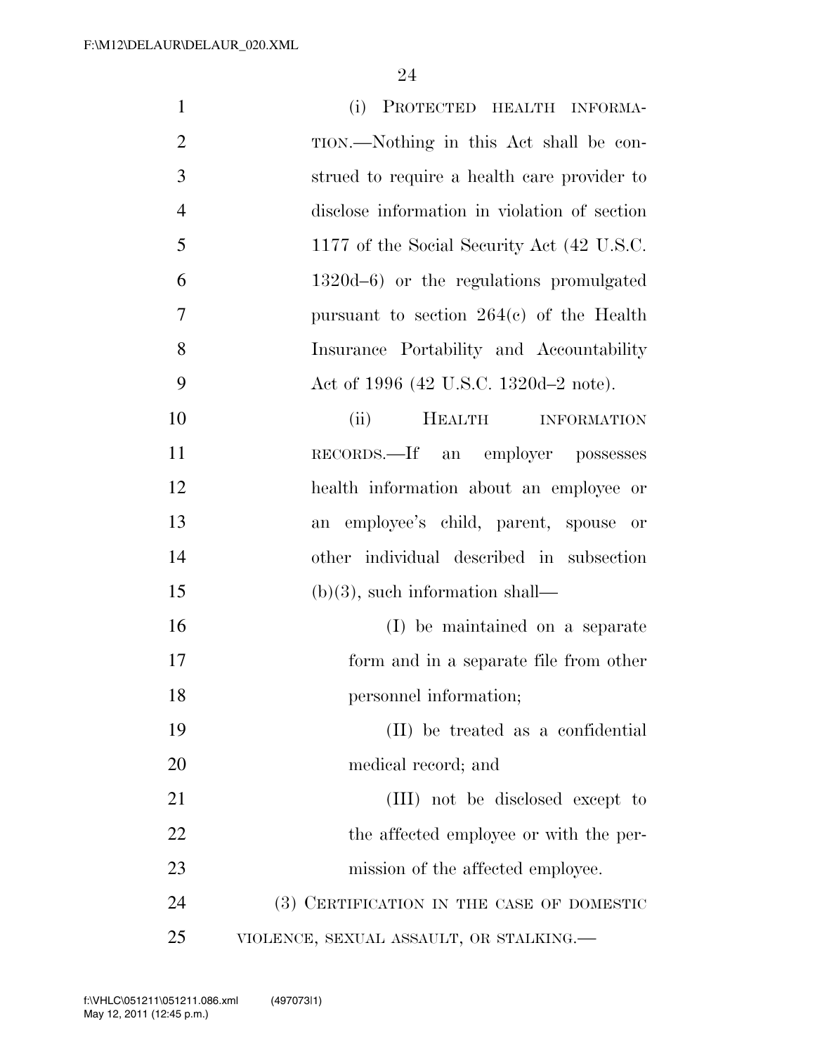(i) PROTECTED HEALTH INFORMATION.—Nothing in this Act shall be construed to require a health care provider to disclose information in violation of section 1177 of the Social Security Act (42 U.S.C. 1320d–6) or the regulations promulgated pursuant to section 264(c) of the Health Insurance Portability and Accountability Act of 1996 (42 U.S.C. 1320d–2 note).

(ii) HEALTH INFORMATION RECORDS.—If an employer possesses health information about an employee or an employee's child, parent, spouse or other individual described in subsection (b)(3), such information shall—

(I) be maintained on a separate form and in a separate file from other personnel information;

(II) be treated as a confidential medical record; and

(III) not be disclosed except to the affected employee or with the permission of the affected employee.

(3) CERTIFICATION IN THE CASE OF DOMESTIC VIOLENCE, SEXUAL ASSAULT, OR STALKING.—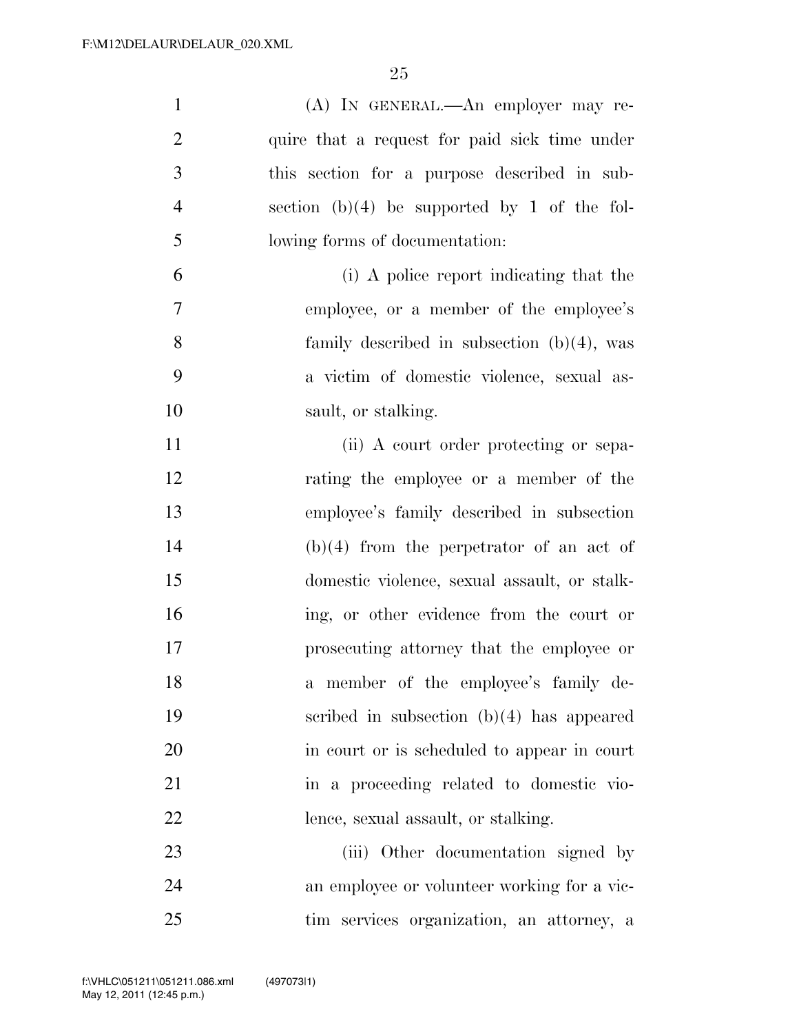(A) IN GENERAL.—An employer may require that a request for paid sick time under this section for a purpose described in subsection (b)(4) be supported by 1 of the following forms of documentation:

(i) A police report indicating that the employee, or a member of the employee's family described in subsection (b)(4), was a victim of domestic violence, sexual assault, or stalking.

(ii) A court order protecting or separating the employee or a member of the employee's family described in subsection (b)(4) from the perpetrator of an act of domestic violence, sexual assault, or stalking, or other evidence from the court or prosecuting attorney that the employee or a member of the employee's family described in subsection (b)(4) has appeared in court or is scheduled to appear in court in a proceeding related to domestic violence, sexual assault, or stalking.

(iii) Other documentation signed by an employee or volunteer working for a victim services organization, an attorney, a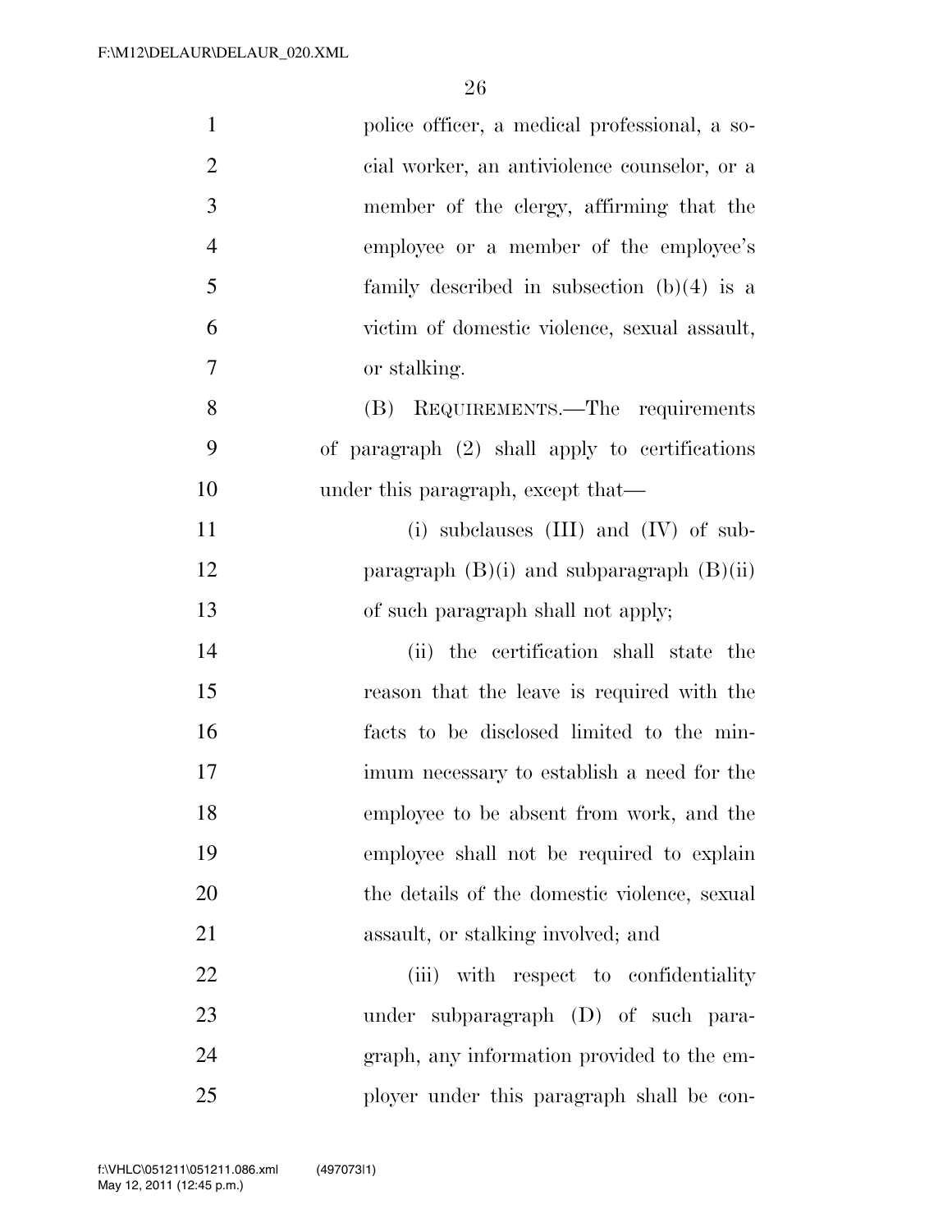police officer, a medical professional, a social worker, an antiviolence counselor, or a member of the clergy, affirming that the employee or a member of the employee's family described in subsection (b)(4) is a victim of domestic violence, sexual assault, or stalking.

(B) REQUIREMENTS.—The requirements of paragraph (2) shall apply to certifications under this paragraph, except that—

(i) subclauses (III) and (IV) of subparagraph (B)(i) and subparagraph (B)(ii) of such paragraph shall not apply;

(ii) the certification shall state the reason that the leave is required with the facts to be disclosed limited to the minimum necessary to establish a need for the employee to be absent from work, and the employee shall not be required to explain the details of the domestic violence, sexual assault, or stalking involved; and

(iii) with respect to confidentiality under subparagraph (D) of such paragraph, any information provided to the employer under this paragraph shall be con-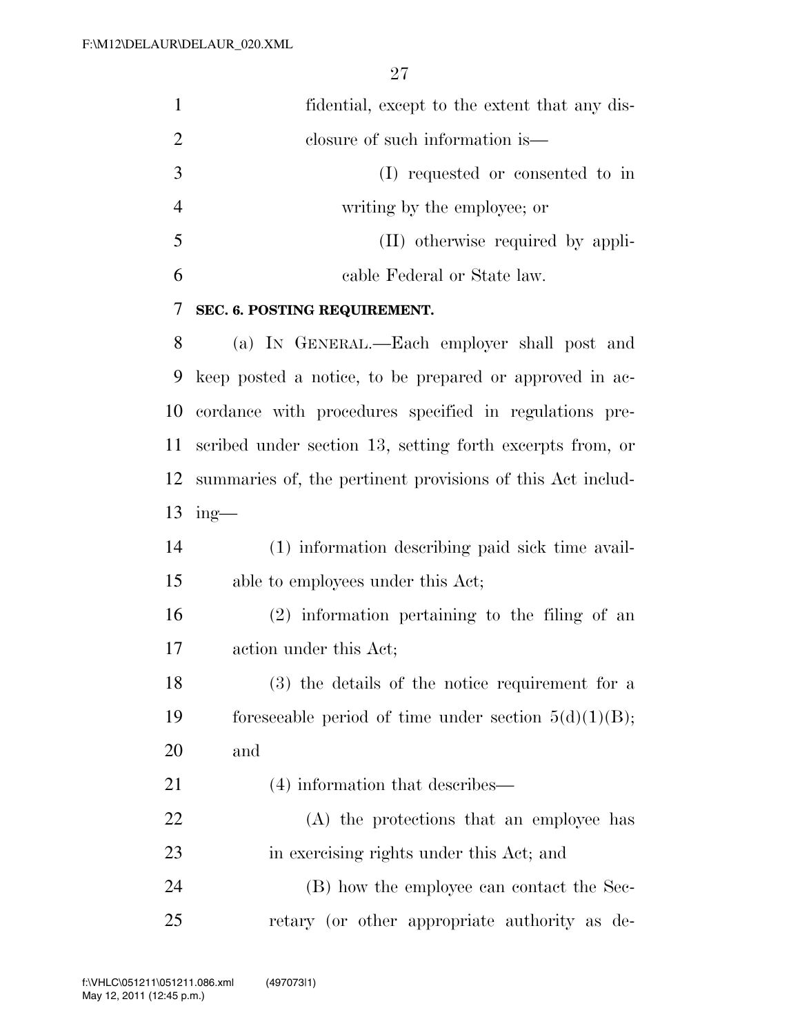fidential, except to the extent that any disclosure of such information is—

(I) requested or consented to in writing by the employee; or

(II) otherwise required by applicable Federal or State law.

## SEC. 6. POSTING REQUIREMENT.

(a) IN GENERAL.—Each employer shall post and keep posted a notice, to be prepared or approved in accordance with procedures specified in regulations prescribed under section 13, setting forth excerpts from, or summaries of, the pertinent provisions of this Act including—

(1) information describing paid sick time available to employees under this Act;

(2) information pertaining to the filing of an action under this Act;

(3) the details of the notice requirement for a foreseeable period of time under section 5(d)(1)(B); and

(4) information that describes—

(A) the protections that an employee has in exercising rights under this Act; and

(B) how the employee can contact the Secretary (or other appropriate authority as de-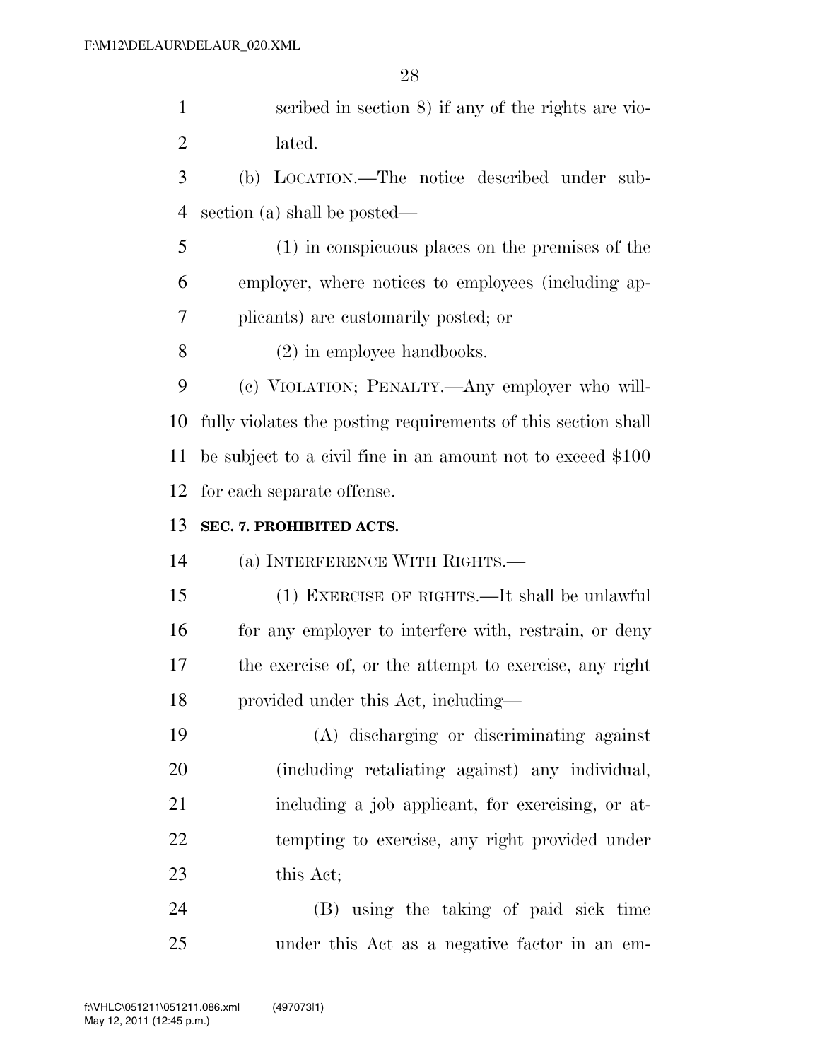scribed in section 8) if any of the rights are violated.

(b) LOCATION.—The notice described under subsection (a) shall be posted—

(1) in conspicuous places on the premises of the employer, where notices to employees (including applicants) are customarily posted; or

(2) in employee handbooks.

(c) VIOLATION; PENALTY.—Any employer who willfully violates the posting requirements of this section shall be subject to a civil fine in an amount not to exceed $100 for each separate offense.

**SEC. 7. PROHIBITED ACTS.**

(a) INTERFERENCE WITH RIGHTS.—

(1) EXERCISE OF RIGHTS.—It shall be unlawful for any employer to interfere with, restrain, or deny the exercise of, or the attempt to exercise, any right provided under this Act, including—

(A) discharging or discriminating against (including retaliating against) any individual, including a job applicant, for exercising, or attempting to exercise, any right provided under this Act;

(B) using the taking of paid sick time under this Act as a negative factor in an em-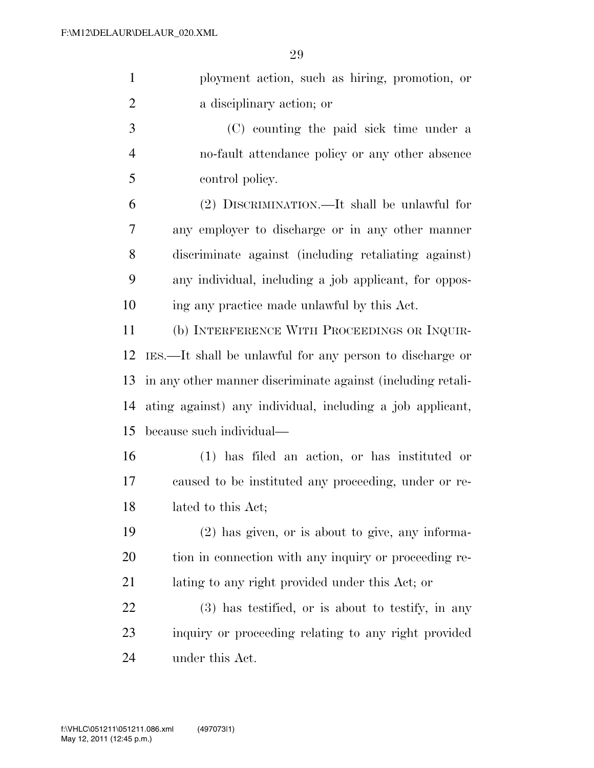ployment action, such as hiring, promotion, or a disciplinary action; or

(C) counting the paid sick time under a no-fault attendance policy or any other absence control policy.

(2) DISCRIMINATION.—It shall be unlawful for any employer to discharge or in any other manner discriminate against (including retaliating against) any individual, including a job applicant, for opposing any practice made unlawful by this Act.

(b) INTERFERENCE WITH PROCEEDINGS OR INQUIRIES.—It shall be unlawful for any person to discharge or in any other manner discriminate against (including retaliating against) any individual, including a job applicant, because such individual—

(1) has filed an action, or has instituted or caused to be instituted any proceeding, under or related to this Act;

(2) has given, or is about to give, any information in connection with any inquiry or proceeding relating to any right provided under this Act; or

(3) has testified, or is about to testify, in any inquiry or proceeding relating to any right provided under this Act.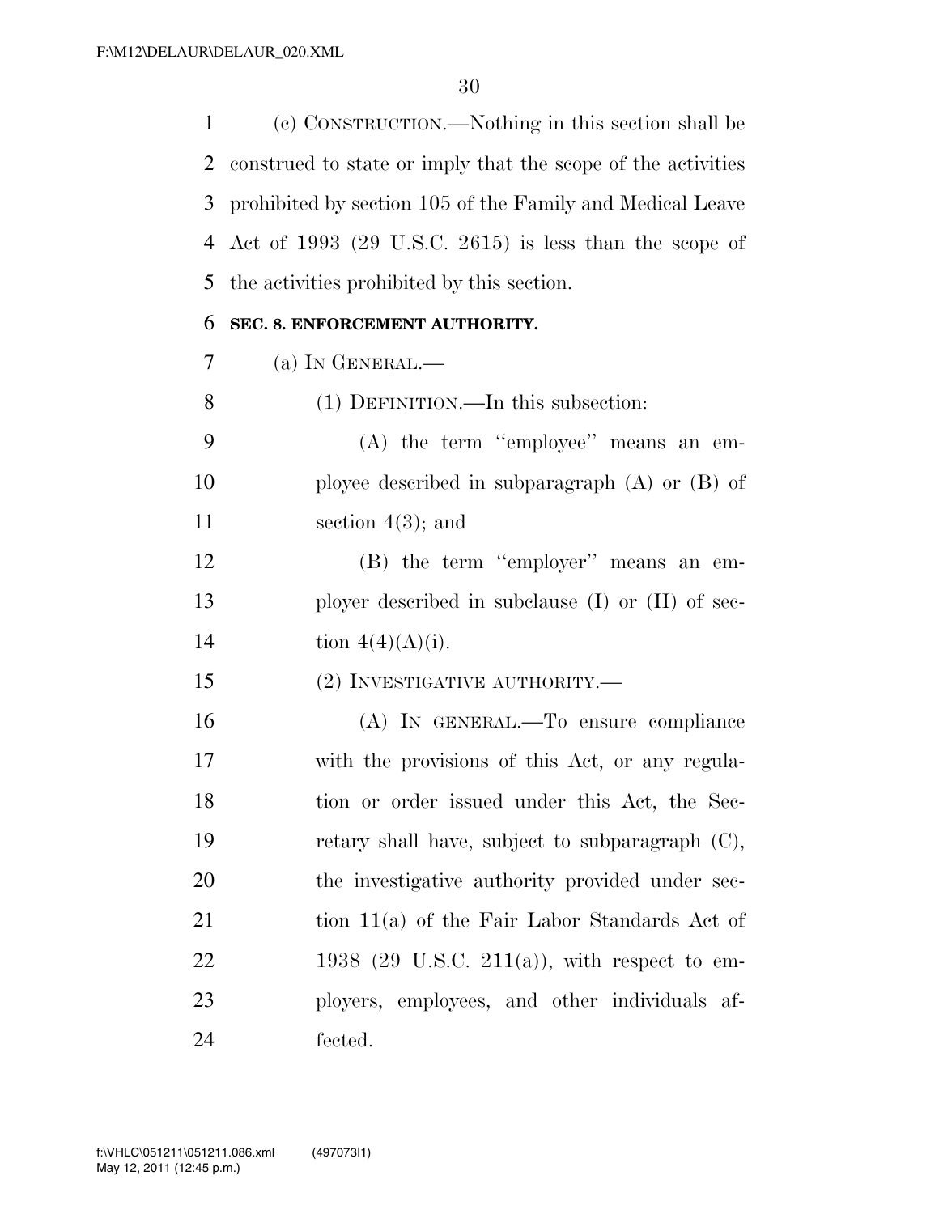(c) CONSTRUCTION.—Nothing in this section shall be construed to state or imply that the scope of the activities prohibited by section 105 of the Family and Medical Leave Act of 1993 (29 U.S.C. 2615) is less than the scope of the activities prohibited by this section.

### SEC. 8. ENFORCEMENT AUTHORITY.

(a) IN GENERAL.—

(1) DEFINITION.—In this subsection:

(A) the term "employee" means an employee described in subparagraph (A) or (B) of section 4(3); and

(B) the term "employer" means an employer described in subclause (I) or (II) of section 4(4)(A)(i).

(2) INVESTIGATIVE AUTHORITY.—

(A) IN GENERAL.—To ensure compliance with the provisions of this Act, or any regulation or order issued under this Act, the Secretary shall have, subject to subparagraph (C), the investigative authority provided under section 11(a) of the Fair Labor Standards Act of 1938 (29 U.S.C. 211(a)), with respect to employers, employees, and other individuals affected.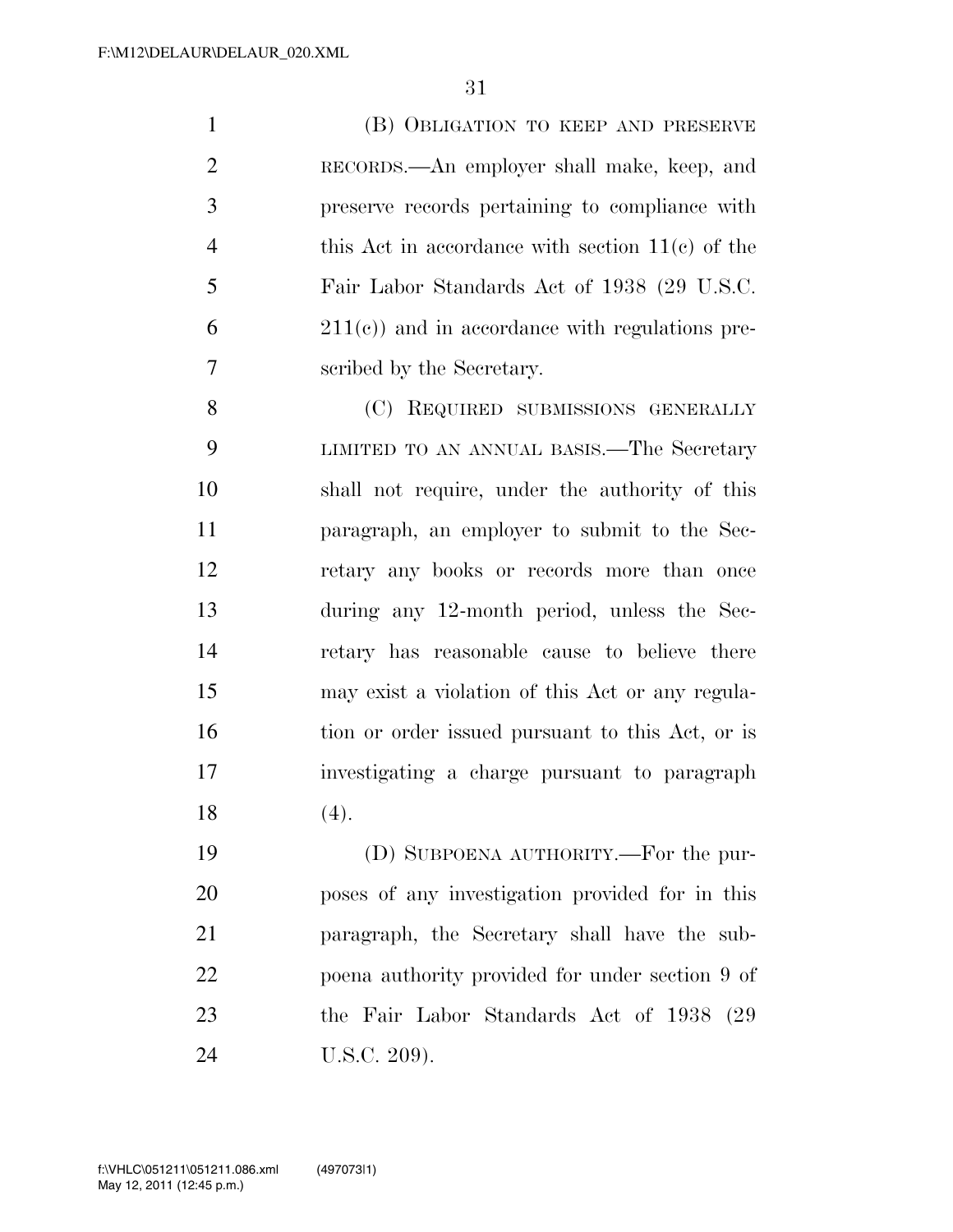(B) OBLIGATION TO KEEP AND PRESERVE RECORDS.—An employer shall make, keep, and preserve records pertaining to compliance with this Act in accordance with section 11(c) of the Fair Labor Standards Act of 1938 (29 U.S.C. 211(c)) and in accordance with regulations prescribed by the Secretary.

(C) REQUIRED SUBMISSIONS GENERALLY LIMITED TO AN ANNUAL BASIS.—The Secretary shall not require, under the authority of this paragraph, an employer to submit to the Secretary any books or records more than once during any 12-month period, unless the Secretary has reasonable cause to believe there may exist a violation of this Act or any regulation or order issued pursuant to this Act, or is investigating a charge pursuant to paragraph (4).

(D) SUBPOENA AUTHORITY.—For the purposes of any investigation provided for in this paragraph, the Secretary shall have the subpoena authority provided for under section 9 of the Fair Labor Standards Act of 1938 (29 U.S.C. 209).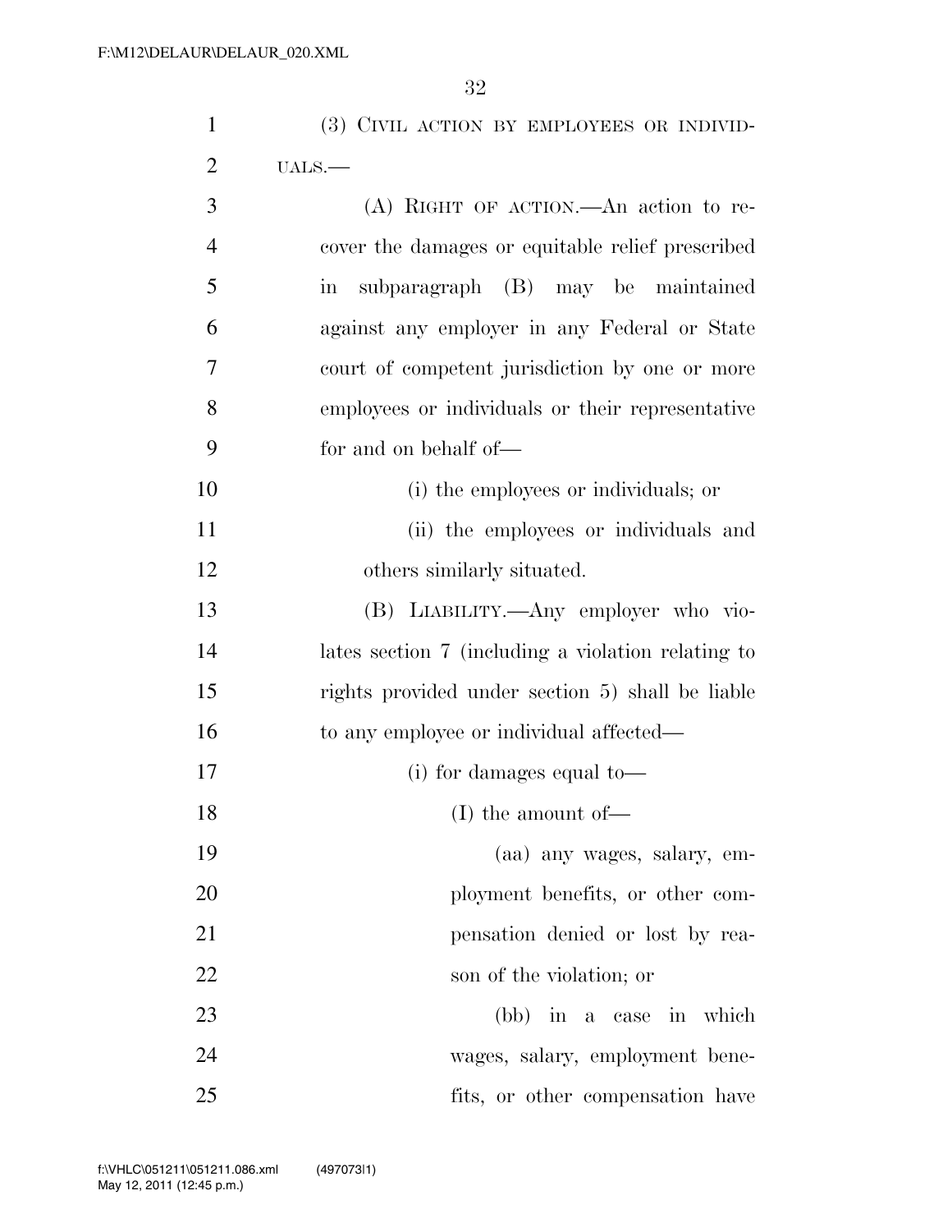(3) CIVIL ACTION BY EMPLOYEES OR INDIVIDUALS.—

(A) RIGHT OF ACTION.—An action to recover the damages or equitable relief prescribed in subparagraph (B) may be maintained against any employer in any Federal or State court of competent jurisdiction by one or more employees or individuals or their representative for and on behalf of—

(i) the employees or individuals; or

(ii) the employees or individuals and others similarly situated.

(B) LIABILITY.—Any employer who violates section 7 (including a violation relating to rights provided under section 5) shall be liable to any employee or individual affected—

(i) for damages equal to—

(I) the amount of—

(aa) any wages, salary, employment benefits, or other compensation denied or lost by reason of the violation; or

(bb) in a case in which wages, salary, employment benefits, or other compensation have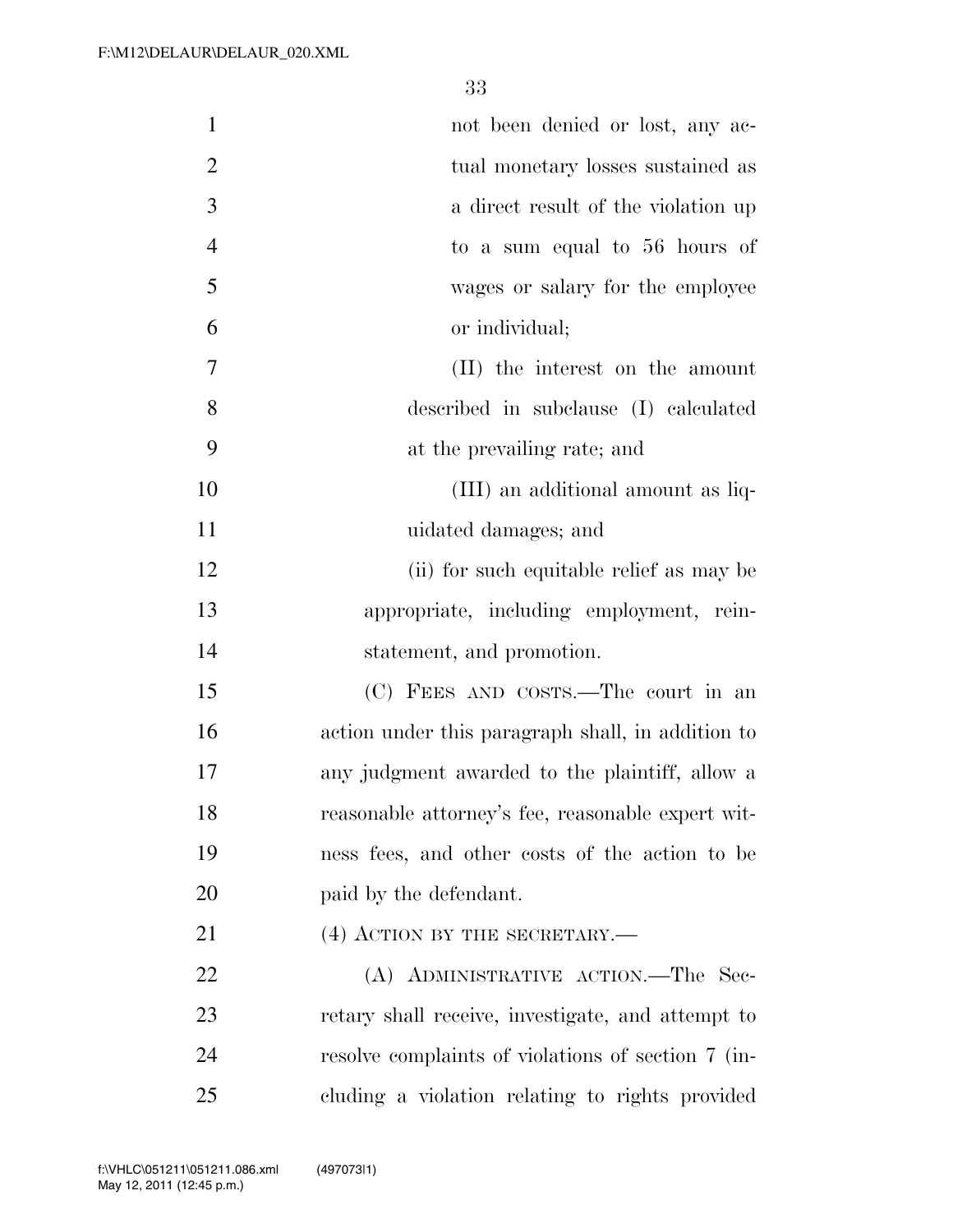not been denied or lost, any actual monetary losses sustained as a direct result of the violation up to a sum equal to 56 hours of wages or salary for the employee or individual;

(II) the interest on the amount described in subclause (I) calculated at the prevailing rate; and

(III) an additional amount as liquidated damages; and

(ii) for such equitable relief as may be appropriate, including employment, reinstatement, and promotion.

(C) FEES AND COSTS.—The court in an action under this paragraph shall, in addition to any judgment awarded to the plaintiff, allow a reasonable attorney's fee, reasonable expert witness fees, and other costs of the action to be paid by the defendant.

(4) ACTION BY THE SECRETARY.—

(A) ADMINISTRATIVE ACTION.—The Secretary shall receive, investigate, and attempt to resolve complaints of violations of section 7 (including a violation relating to rights provided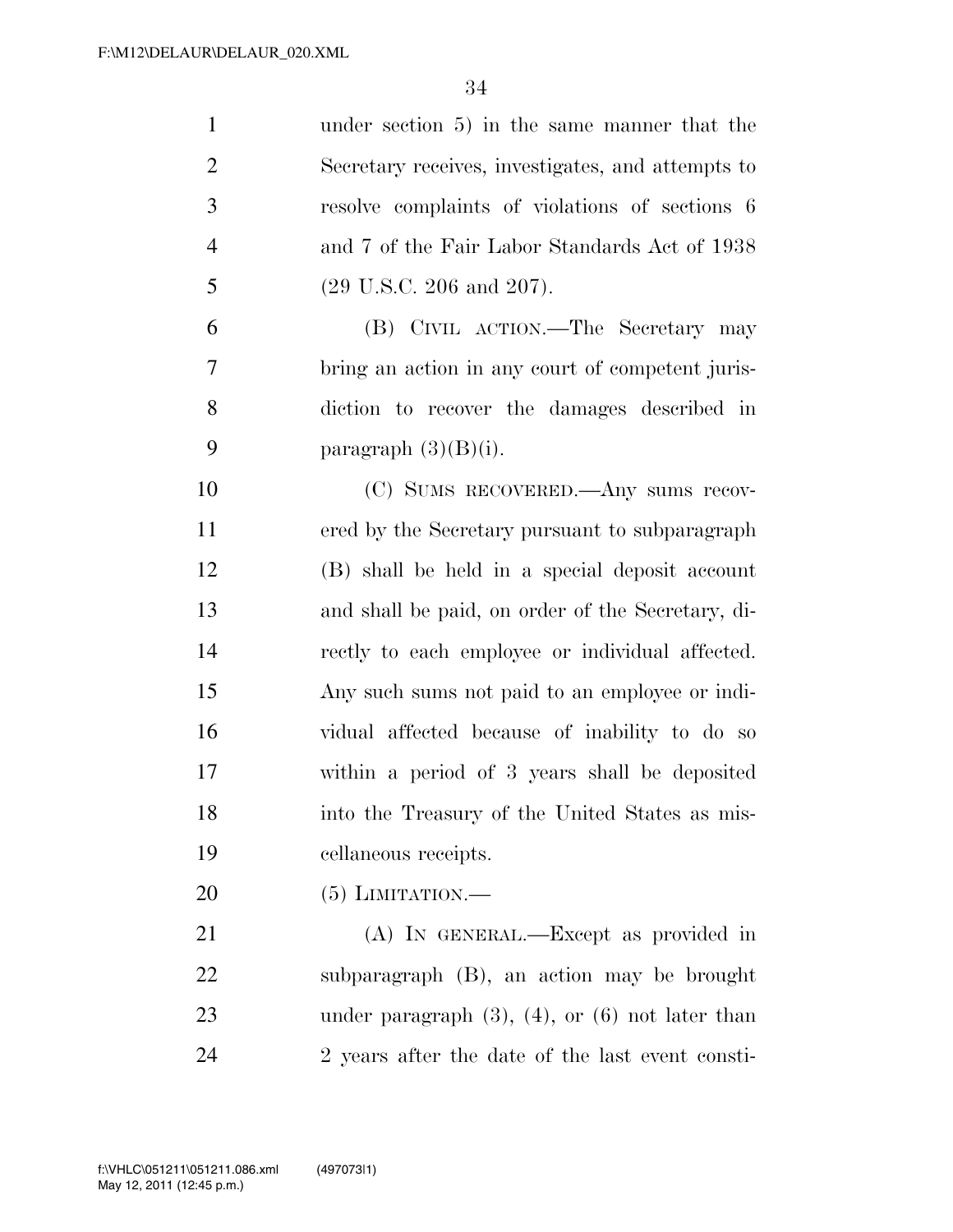under section 5) in the same manner that the Secretary receives, investigates, and attempts to resolve complaints of violations of sections 6 and 7 of the Fair Labor Standards Act of 1938 (29 U.S.C. 206 and 207).

(B) CIVIL ACTION.—The Secretary may bring an action in any court of competent jurisdiction to recover the damages described in paragraph (3)(B)(i).

(C) SUMS RECOVERED.—Any sums recovered by the Secretary pursuant to subparagraph (B) shall be held in a special deposit account and shall be paid, on order of the Secretary, directly to each employee or individual affected. Any such sums not paid to an employee or individual affected because of inability to do so within a period of 3 years shall be deposited into the Treasury of the United States as miscellaneous receipts.

(5) LIMITATION.—

(A) IN GENERAL.—Except as provided in subparagraph (B), an action may be brought under paragraph (3), (4), or (6) not later than 2 years after the date of the last event consti-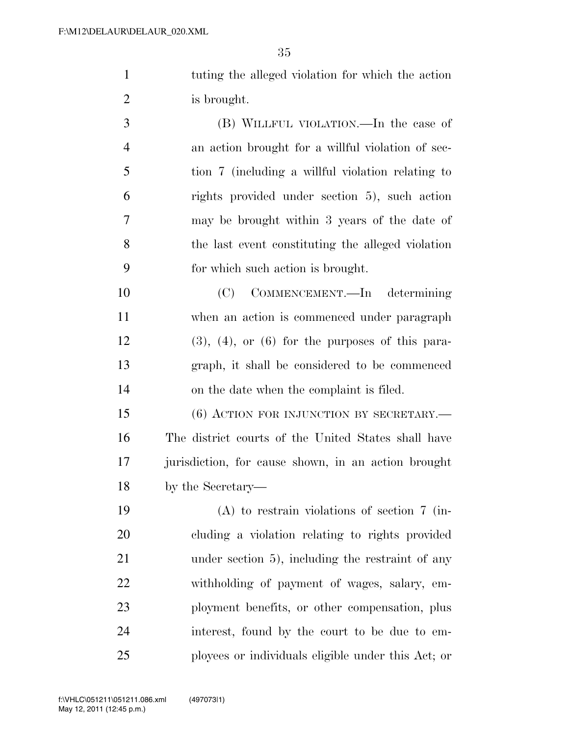tuting the alleged violation for which the action is brought.

(B) WILLFUL VIOLATION.—In the case of an action brought for a willful violation of section 7 (including a willful violation relating to rights provided under section 5), such action may be brought within 3 years of the date of the last event constituting the alleged violation for which such action is brought.

(C) COMMENCEMENT.—In determining when an action is commenced under paragraph (3), (4), or (6) for the purposes of this paragraph, it shall be considered to be commenced on the date when the complaint is filed.

(6) ACTION FOR INJUNCTION BY SECRETARY.—The district courts of the United States shall have jurisdiction, for cause shown, in an action brought by the Secretary—

(A) to restrain violations of section 7 (including a violation relating to rights provided under section 5), including the restraint of any withholding of payment of wages, salary, employment benefits, or other compensation, plus interest, found by the court to be due to employees or individuals eligible under this Act; or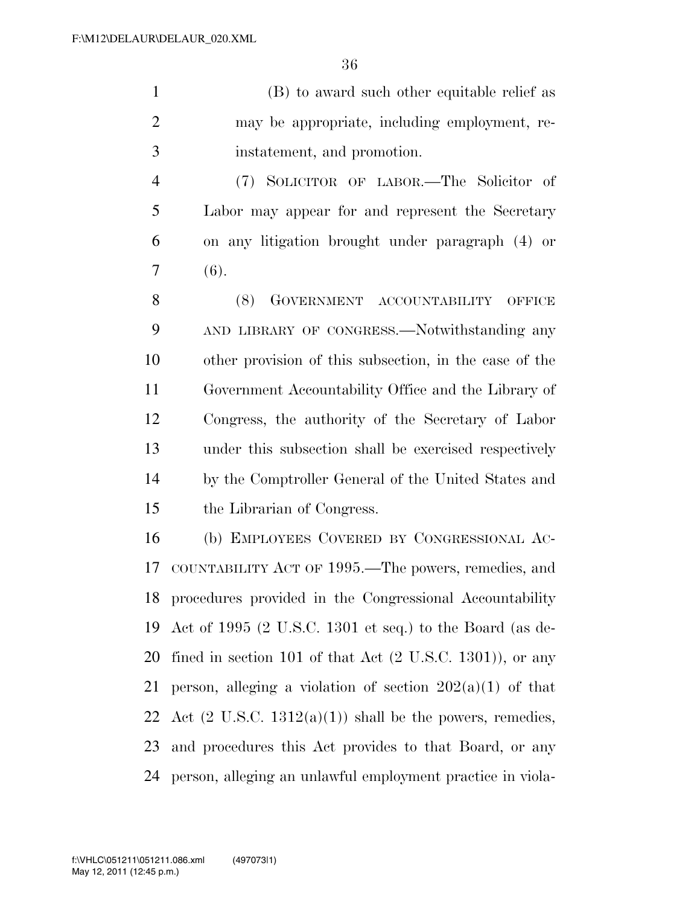(B) to award such other equitable relief as may be appropriate, including employment, reinstatement, and promotion.

(7) SOLICITOR OF LABOR.—The Solicitor of Labor may appear for and represent the Secretary on any litigation brought under paragraph (4) or (6).

(8) GOVERNMENT ACCOUNTABILITY OFFICE AND LIBRARY OF CONGRESS.—Notwithstanding any other provision of this subsection, in the case of the Government Accountability Office and the Library of Congress, the authority of the Secretary of Labor under this subsection shall be exercised respectively by the Comptroller General of the United States and the Librarian of Congress.

(b) EMPLOYEES COVERED BY CONGRESSIONAL ACCOUNTABILITY ACT OF 1995.—The powers, remedies, and procedures provided in the Congressional Accountability Act of 1995 (2 U.S.C. 1301 et seq.) to the Board (as defined in section 101 of that Act (2 U.S.C. 1301)), or any person, alleging a violation of section 202(a)(1) of that Act (2 U.S.C. 1312(a)(1)) shall be the powers, remedies, and procedures this Act provides to that Board, or any person, alleging an unlawful employment practice in viola-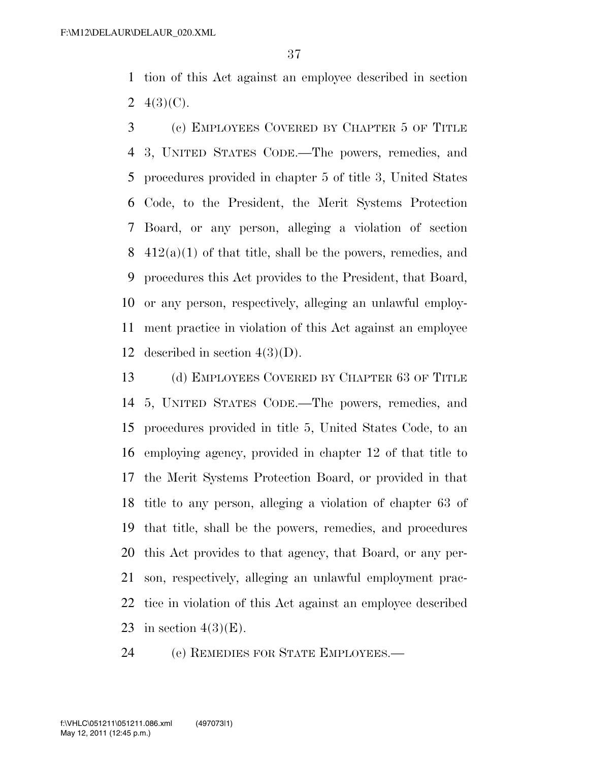tion of this Act against an employee described in section 4(3)(C).

(c) EMPLOYEES COVERED BY CHAPTER 5 OF TITLE 3, UNITED STATES CODE.—The powers, remedies, and procedures provided in chapter 5 of title 3, United States Code, to the President, the Merit Systems Protection Board, or any person, alleging a violation of section 412(a)(1) of that title, shall be the powers, remedies, and procedures this Act provides to the President, that Board, or any person, respectively, alleging an unlawful employment practice in violation of this Act against an employee described in section 4(3)(D).

(d) EMPLOYEES COVERED BY CHAPTER 63 OF TITLE 5, UNITED STATES CODE.—The powers, remedies, and procedures provided in title 5, United States Code, to an employing agency, provided in chapter 12 of that title to the Merit Systems Protection Board, or provided in that title to any person, alleging a violation of chapter 63 of that title, shall be the powers, remedies, and procedures this Act provides to that agency, that Board, or any person, respectively, alleging an unlawful employment practice in violation of this Act against an employee described in section 4(3)(E).

(e) REMEDIES FOR STATE EMPLOYEES.—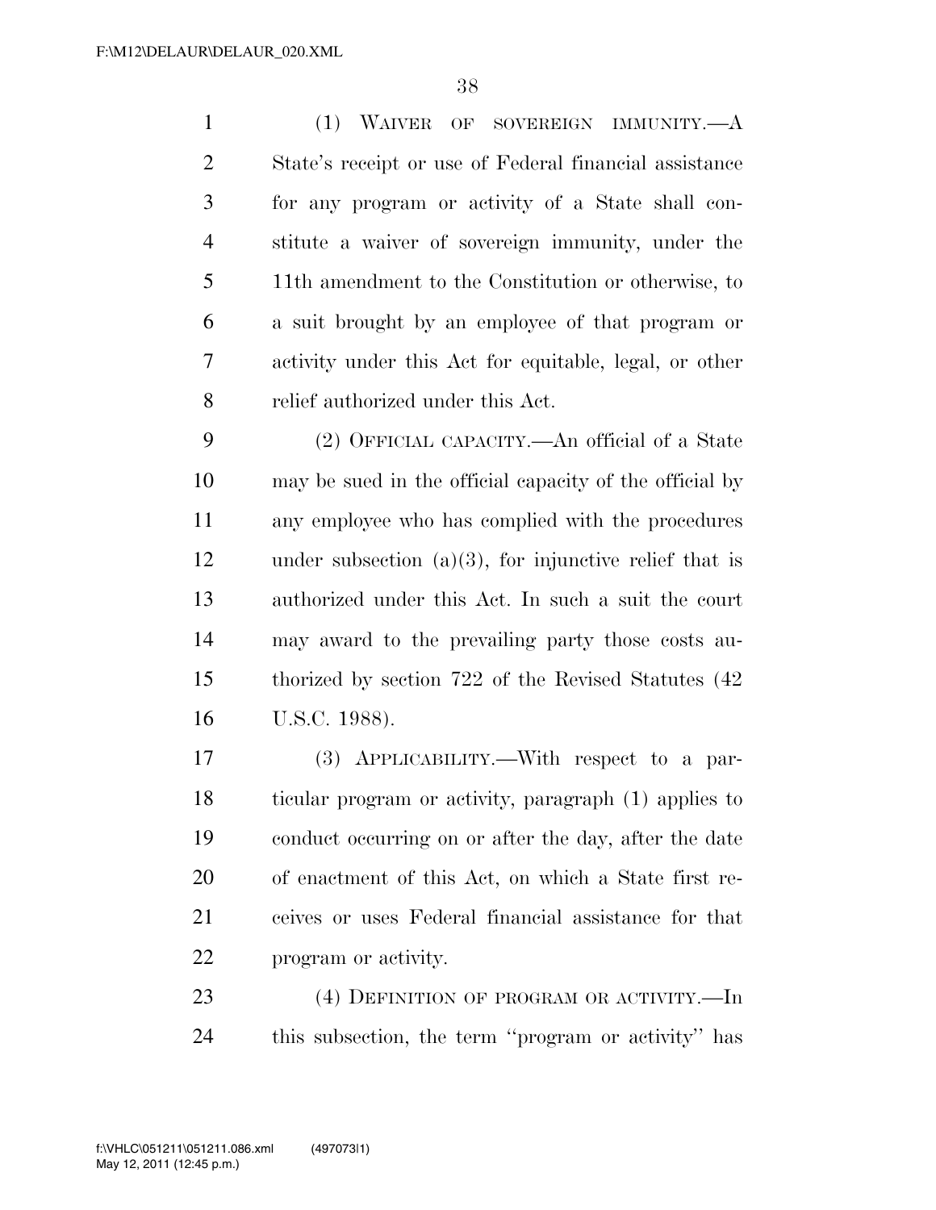(1) WAIVER OF SOVEREIGN IMMUNITY.—A State's receipt or use of Federal financial assistance for any program or activity of a State shall constitute a waiver of sovereign immunity, under the 11th amendment to the Constitution or otherwise, to a suit brought by an employee of that program or activity under this Act for equitable, legal, or other relief authorized under this Act.

(2) OFFICIAL CAPACITY.—An official of a State may be sued in the official capacity of the official by any employee who has complied with the procedures under subsection (a)(3), for injunctive relief that is authorized under this Act. In such a suit the court may award to the prevailing party those costs authorized by section 722 of the Revised Statutes (42 U.S.C. 1988).

(3) APPLICABILITY.—With respect to a particular program or activity, paragraph (1) applies to conduct occurring on or after the day, after the date of enactment of this Act, on which a State first receives or uses Federal financial assistance for that program or activity.

(4) DEFINITION OF PROGRAM OR ACTIVITY.—In this subsection, the term "program or activity" has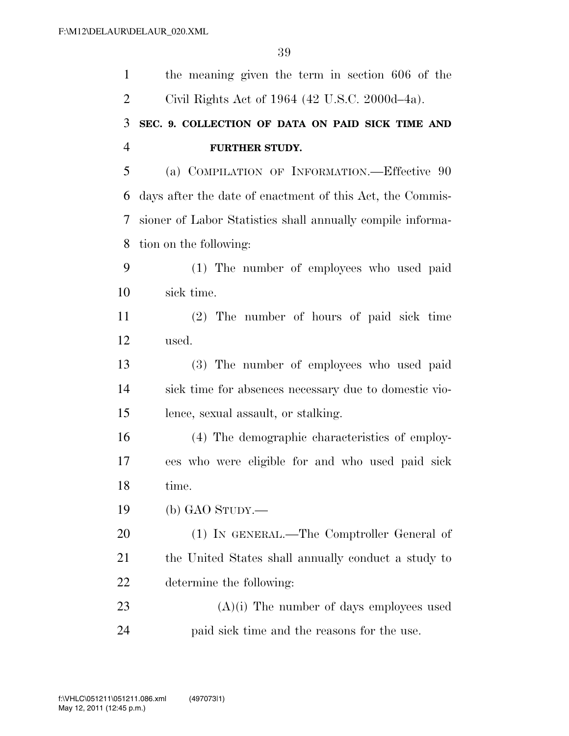the meaning given the term in section 606 of the Civil Rights Act of 1964 (42 U.S.C. 2000d–4a).

**SEC. 9. COLLECTION OF DATA ON PAID SICK TIME AND FURTHER STUDY.**

(a) COMPILATION OF INFORMATION.—Effective 90 days after the date of enactment of this Act, the Commissioner of Labor Statistics shall annually compile information on the following:

(1) The number of employees who used paid sick time.

(2) The number of hours of paid sick time used.

(3) The number of employees who used paid sick time for absences necessary due to domestic violence, sexual assault, or stalking.

(4) The demographic characteristics of employees who were eligible for and who used paid sick time.

(b) GAO STUDY.—

(1) IN GENERAL.—The Comptroller General of the United States shall annually conduct a study to determine the following:

(A)(i) The number of days employees used paid sick time and the reasons for the use.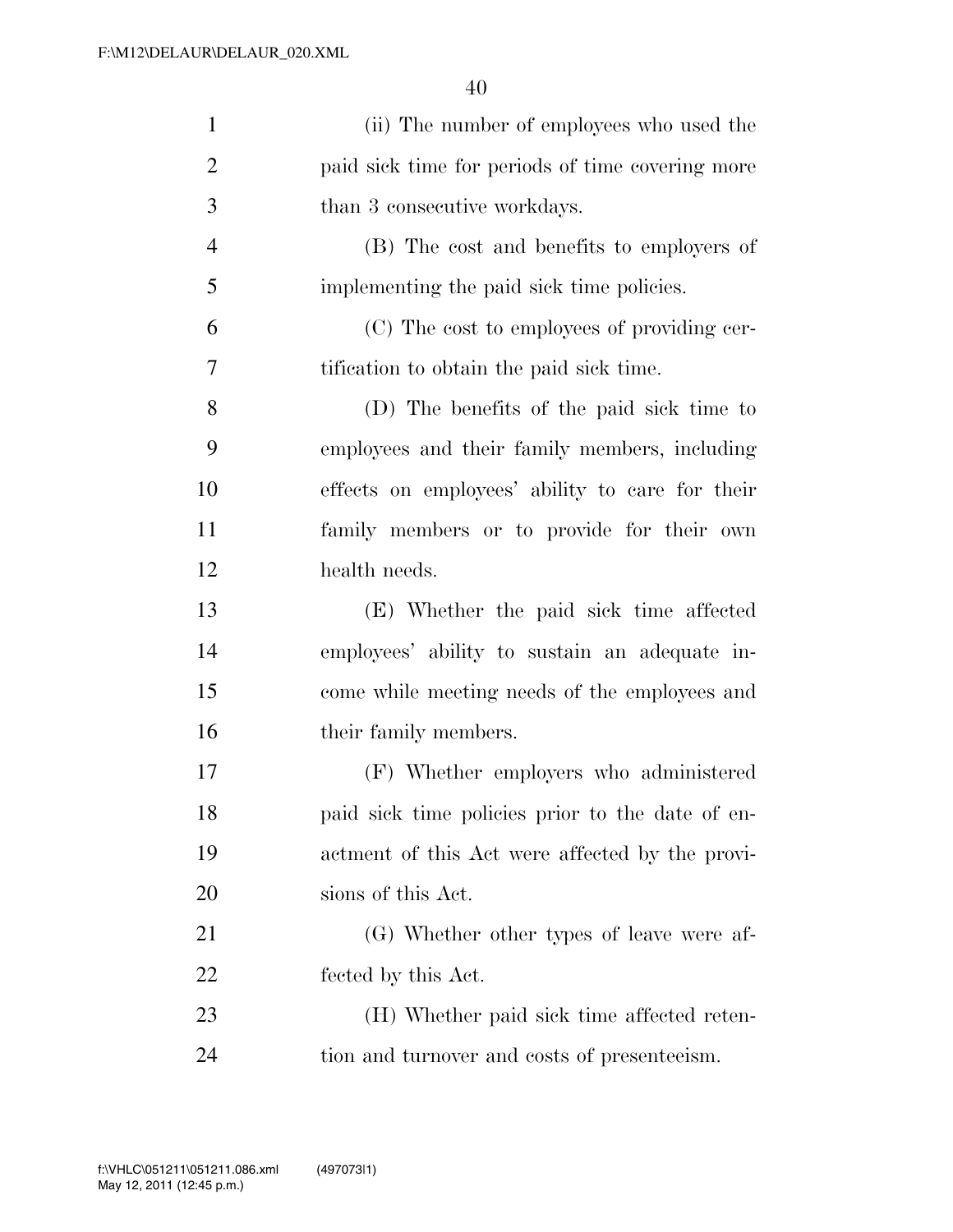(ii) The number of employees who used the paid sick time for periods of time covering more than 3 consecutive workdays.

(B) The cost and benefits to employers of implementing the paid sick time policies.

(C) The cost to employees of providing certification to obtain the paid sick time.

(D) The benefits of the paid sick time to employees and their family members, including effects on employees' ability to care for their family members or to provide for their own health needs.

(E) Whether the paid sick time affected employees' ability to sustain an adequate income while meeting needs of the employees and their family members.

(F) Whether employers who administered paid sick time policies prior to the date of enactment of this Act were affected by the provisions of this Act.

(G) Whether other types of leave were affected by this Act.

(H) Whether paid sick time affected retention and turnover and costs of presenteeism.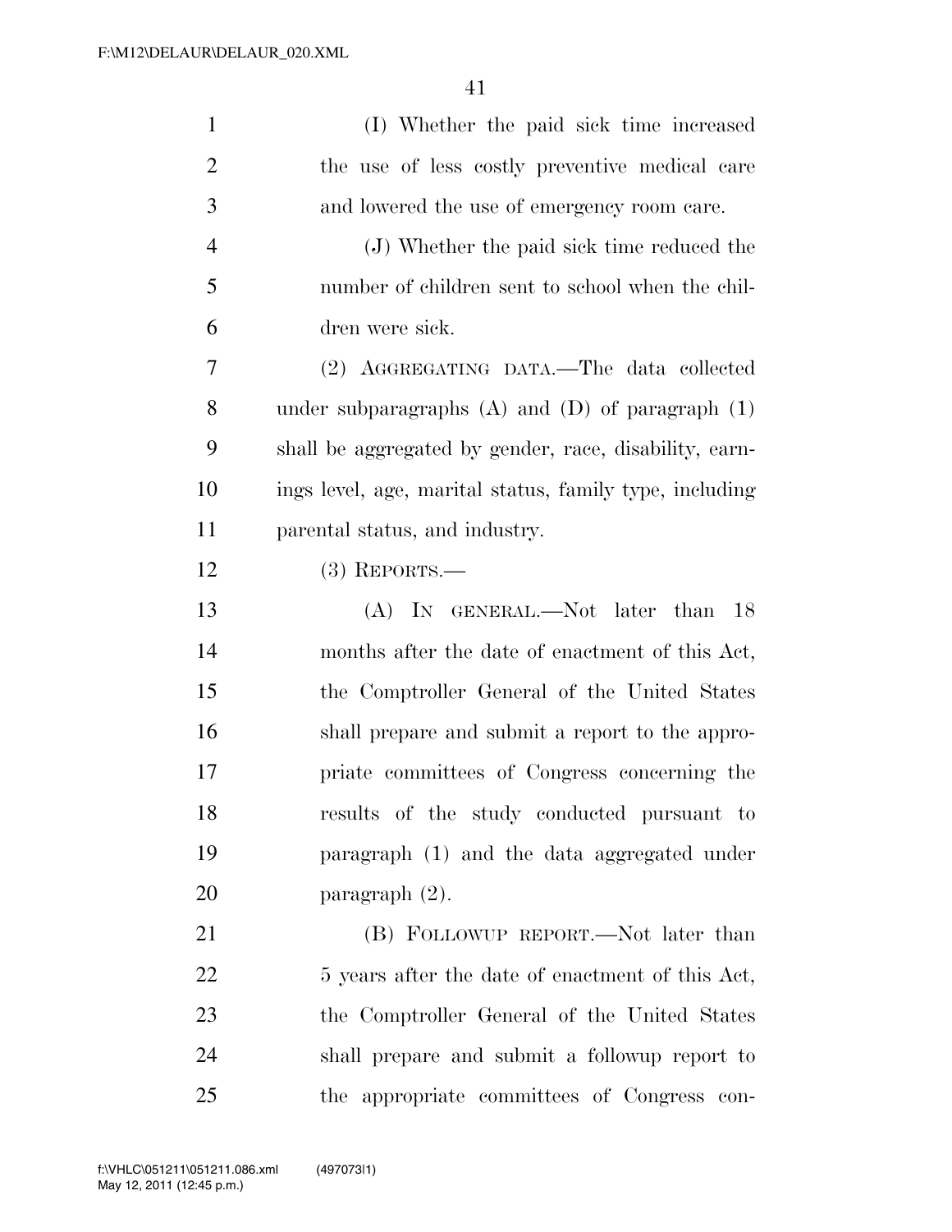(I) Whether the paid sick time increased the use of less costly preventive medical care and lowered the use of emergency room care.

(J) Whether the paid sick time reduced the number of children sent to school when the children were sick.

(2) AGGREGATING DATA.—The data collected under subparagraphs (A) and (D) of paragraph (1) shall be aggregated by gender, race, disability, earnings level, age, marital status, family type, including parental status, and industry.

(3) REPORTS.—

(A) IN GENERAL.—Not later than 18 months after the date of enactment of this Act, the Comptroller General of the United States shall prepare and submit a report to the appropriate committees of Congress concerning the results of the study conducted pursuant to paragraph (1) and the data aggregated under paragraph (2).

(B) FOLLOWUP REPORT.—Not later than 5 years after the date of enactment of this Act, the Comptroller General of the United States shall prepare and submit a followup report to the appropriate committees of Congress con-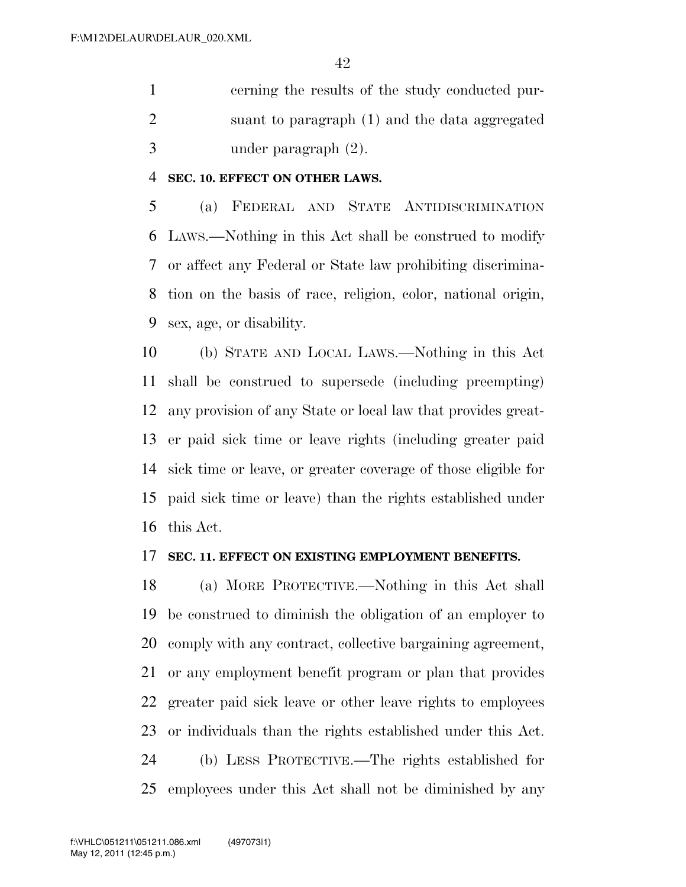cerning the results of the study conducted pursuant to paragraph (1) and the data aggregated under paragraph (2).

**SEC. 10. EFFECT ON OTHER LAWS.**

(a) FEDERAL AND STATE ANTIDISCRIMINATION LAWS.—Nothing in this Act shall be construed to modify or affect any Federal or State law prohibiting discrimination on the basis of race, religion, color, national origin, sex, age, or disability.

(b) STATE AND LOCAL LAWS.—Nothing in this Act shall be construed to supersede (including preempting) any provision of any State or local law that provides greater paid sick time or leave rights (including greater paid sick time or leave, or greater coverage of those eligible for paid sick time or leave) than the rights established under this Act.

**SEC. 11. EFFECT ON EXISTING EMPLOYMENT BENEFITS.**

(a) MORE PROTECTIVE.—Nothing in this Act shall be construed to diminish the obligation of an employer to comply with any contract, collective bargaining agreement, or any employment benefit program or plan that provides greater paid sick leave or other leave rights to employees or individuals than the rights established under this Act.

(b) LESS PROTECTIVE.—The rights established for employees under this Act shall not be diminished by any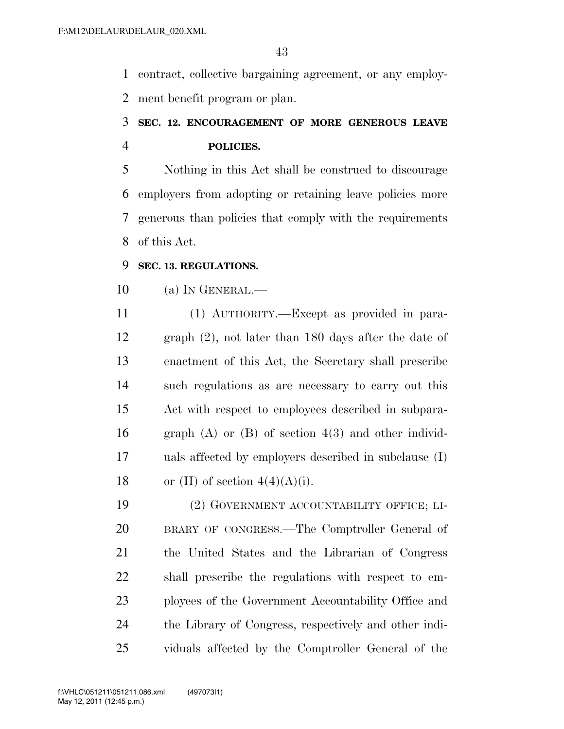contract, collective bargaining agreement, or any employment benefit program or plan.

### SEC. 12. ENCOURAGEMENT OF MORE GENEROUS LEAVE POLICIES.

Nothing in this Act shall be construed to discourage employers from adopting or retaining leave policies more generous than policies that comply with the requirements of this Act.

### SEC. 13. REGULATIONS.

(a) IN GENERAL.—

(1) AUTHORITY.—Except as provided in paragraph (2), not later than 180 days after the date of enactment of this Act, the Secretary shall prescribe such regulations as are necessary to carry out this Act with respect to employees described in subparagraph (A) or (B) of section 4(3) and other individuals affected by employers described in subclause (I) or (II) of section 4(4)(A)(i).

(2) GOVERNMENT ACCOUNTABILITY OFFICE; LIBRARY OF CONGRESS.—The Comptroller General of the United States and the Librarian of Congress shall prescribe the regulations with respect to employees of the Government Accountability Office and the Library of Congress, respectively and other individuals affected by the Comptroller General of the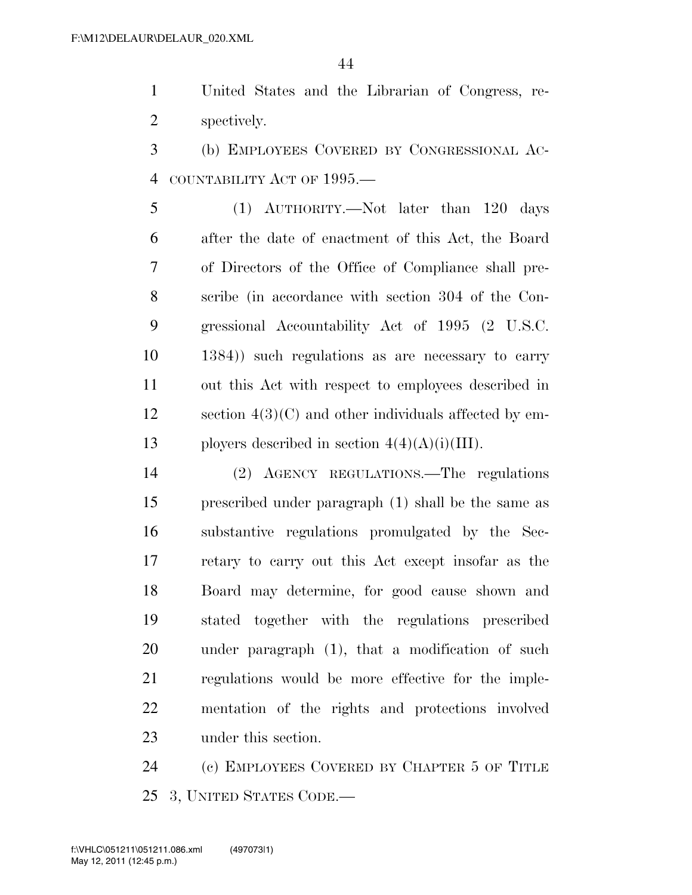United States and the Librarian of Congress, respectively.

(b) EMPLOYEES COVERED BY CONGRESSIONAL ACCOUNTABILITY ACT OF 1995.—

(1) AUTHORITY.—Not later than 120 days after the date of enactment of this Act, the Board of Directors of the Office of Compliance shall prescribe (in accordance with section 304 of the Congressional Accountability Act of 1995 (2 U.S.C. 1384)) such regulations as are necessary to carry out this Act with respect to employees described in section 4(3)(C) and other individuals affected by employers described in section 4(4)(A)(i)(III).

(2) AGENCY REGULATIONS.—The regulations prescribed under paragraph (1) shall be the same as substantive regulations promulgated by the Secretary to carry out this Act except insofar as the Board may determine, for good cause shown and stated together with the regulations prescribed under paragraph (1), that a modification of such regulations would be more effective for the implementation of the rights and protections involved under this section.

(c) EMPLOYEES COVERED BY CHAPTER 5 OF TITLE 3, UNITED STATES CODE.—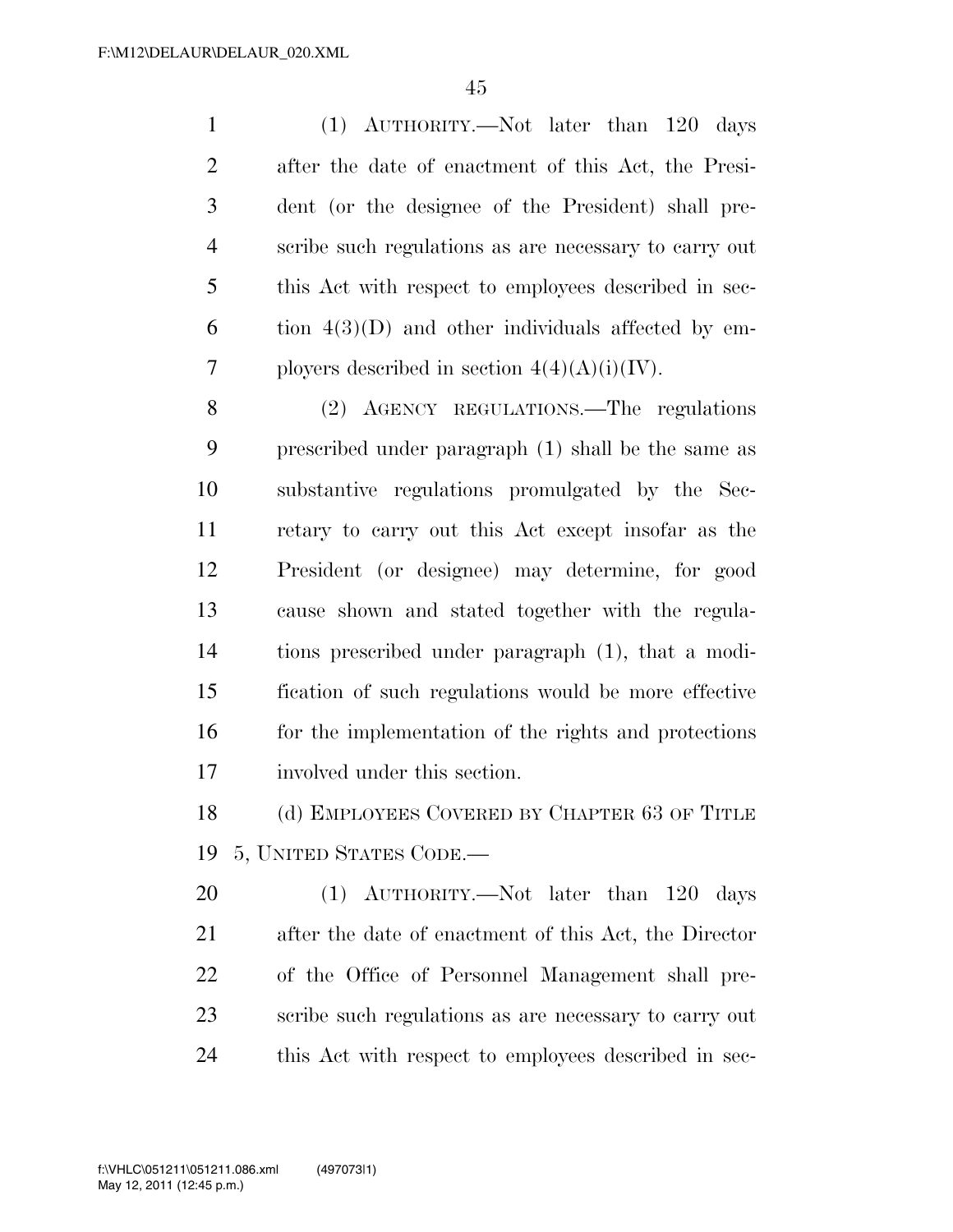(1) AUTHORITY.—Not later than 120 days after the date of enactment of this Act, the President (or the designee of the President) shall prescribe such regulations as are necessary to carry out this Act with respect to employees described in section 4(3)(D) and other individuals affected by employers described in section 4(4)(A)(i)(IV).

(2) AGENCY REGULATIONS.—The regulations prescribed under paragraph (1) shall be the same as substantive regulations promulgated by the Secretary to carry out this Act except insofar as the President (or designee) may determine, for good cause shown and stated together with the regulations prescribed under paragraph (1), that a modification of such regulations would be more effective for the implementation of the rights and protections involved under this section.

(d) EMPLOYEES COVERED BY CHAPTER 63 OF TITLE 5, UNITED STATES CODE.—

(1) AUTHORITY.—Not later than 120 days after the date of enactment of this Act, the Director of the Office of Personnel Management shall prescribe such regulations as are necessary to carry out this Act with respect to employees described in sec-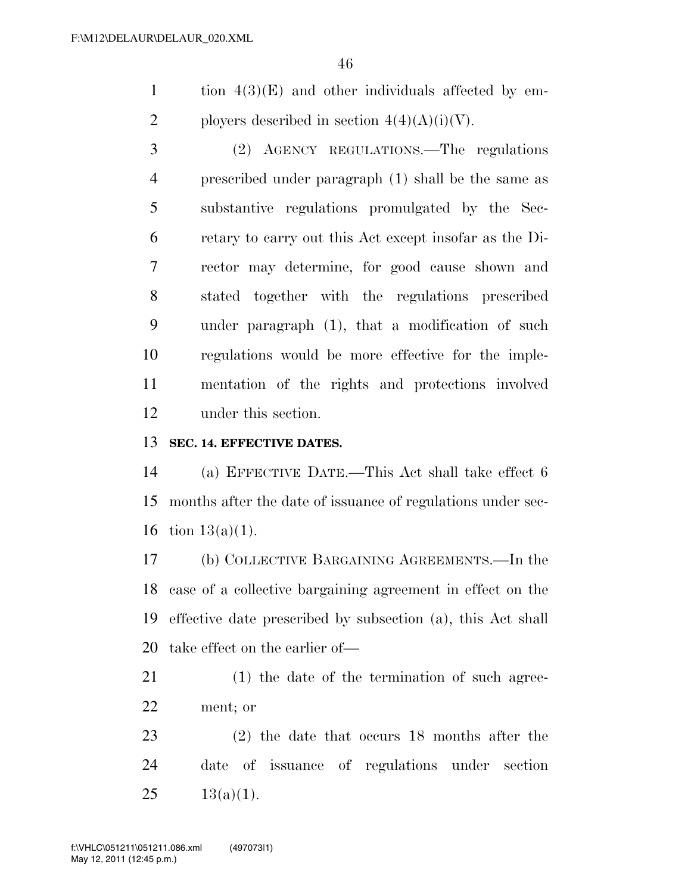tion 4(3)(E) and other individuals affected by employers described in section 4(4)(A)(i)(V).

(2) AGENCY REGULATIONS.—The regulations prescribed under paragraph (1) shall be the same as substantive regulations promulgated by the Secretary to carry out this Act except insofar as the Director may determine, for good cause shown and stated together with the regulations prescribed under paragraph (1), that a modification of such regulations would be more effective for the implementation of the rights and protections involved under this section.

**SEC. 14. EFFECTIVE DATES.**

(a) EFFECTIVE DATE.—This Act shall take effect 6 months after the date of issuance of regulations under section 13(a)(1).

(b) COLLECTIVE BARGAINING AGREEMENTS.—In the case of a collective bargaining agreement in effect on the effective date prescribed by subsection (a), this Act shall take effect on the earlier of—

(1) the date of the termination of such agreement; or

(2) the date that occurs 18 months after the date of issuance of regulations under section 13(a)(1).